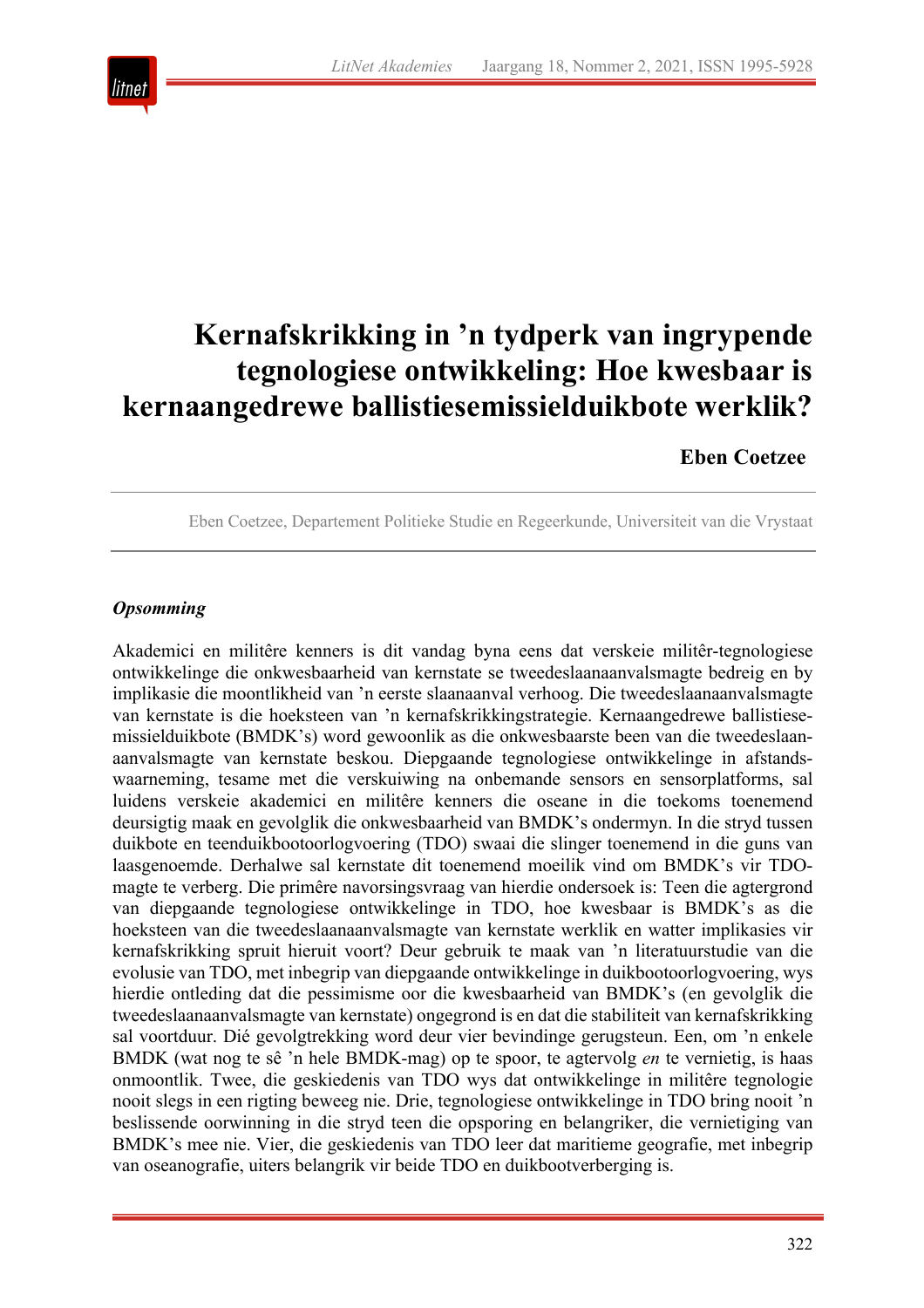# Kernafskrikking in 'n tydperk van ingrypende tegnologiese ontwikkeling: Hoe kwesbaar is kernaangedrewe ballistiesemissielduikbote werklik?

**Eben Coetzee**

Eben Coetzee, Departement Politieke Studie en Regeerkunde, Universiteit van die Vrystaat

## *Opsomming*

Akademici en militêre kenners is dit vandag byna eens dat verskeie militêr-tegnologiese ontwikkelinge die onkwesbaarheid van kernstate se tweedeslaanaanvalsmagte bedreig en by implikasie die moontlikheid van 'n eerste slaanaanval verhoog. Die tweedeslaanaanvalsmagte van kernstate is die hoeksteen van 'n kernafskrikkingstrategie. Kernaangedrewe ballistiesemissielduikbote (BMDK's) word gewoonlik as die onkwesbaarste been van die tweedeslaanaanvalsmagte van kernstate beskou. Diepgaande tegnologiese ontwikkelinge in afstandswaarneming, tesame met die verskuiwing na onbemande sensors en sensorplatforms, sal luidens verskeie akademici en militêre kenners die oseane in die toekoms toenemend deursigtig maak en gevolglik die onkwesbaarheid van BMDK's ondermyn. In die stryd tussen duikbote en teenduikbootoorlogvoering (TDO) swaai die slinger toenemend in die guns van laasgenoemde. Derhalwe sal kernstate dit toenemend moeilik vind om BMDK's vir TDO-magte te verberg. Die primêre navorsingsvraag van hierdie ondersoek is: Teen die agtergrond van diepgaande tegnologiese ontwikkelinge in TDO, hoe kwesbaar is BMDK's as die hoeksteen van die tweedeslaanaanvalsmagte van kernstate werklik en watter implikasies vir kernafskrikking spruit hieruit voort? Deur gebruik te maak van 'n literatuurstudie van die evolusie van TDO, met inbegrip van diepgaande ontwikkelinge in duikbootoorlogvoering, wys hierdie ontleding dat die pessimisme oor die kwesbaarheid van BMDK's (en gevolglik die tweedeslaanaanvalsmagte van kernstate) ongegrond is en dat die stabiliteit van kernafskrikking sal voortduur. Dié gevolgtrekking word deur vier bevindinge gerugsteun. Een, om 'n enkele BMDK (wat nog te sê 'n hele BMDK-mag) op te spoor, te agtervolg *en* te vernietig, is haas onmoontlik. Twee, die geskiedenis van TDO wys dat ontwikkelinge in militêre tegnologie nooit slegs in een rigting beweeg nie. Drie, tegnologiese ontwikkelinge in TDO bring nooit 'n beslissende oorwinning in die stryd teen die opsporing en belangriker, die vernietiging van BMDK's mee nie. Vier, die geskiedenis van TDO leer dat maritieme geografie, met inbegrip van oseanografie, uiters belangrik vir beide TDO en duikbootverberging is.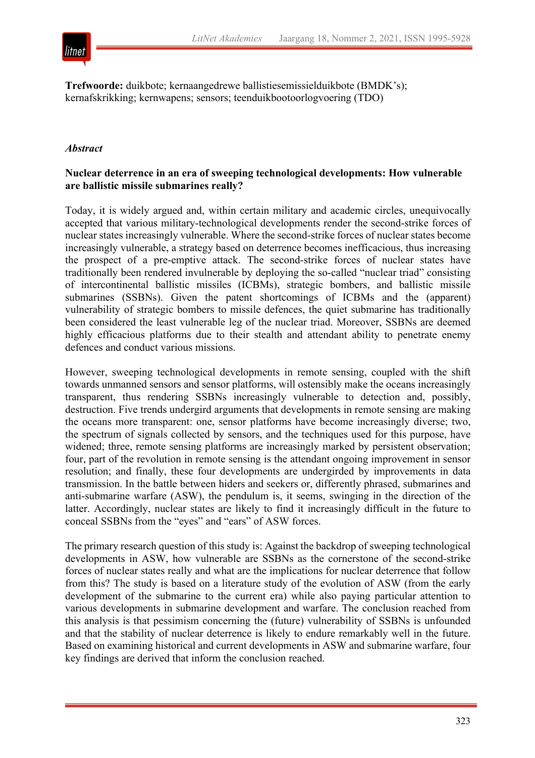**Trefwoorde:** duikbote; kernaangedrewe ballistiesemissielduikbote (BMDK's); kernafskrikking; kernwapens; sensors; teenduikbootoorlogvoering (TDO)

### *Abstract*

**Nuclear deterrence in an era of sweeping technological developments: How vulnerable are ballistic missile submarines really?**

Today, it is widely argued and, within certain military and academic circles, unequivocally accepted that various military-technological developments render the second-strike forces of nuclear states increasingly vulnerable. Where the second-strike forces of nuclear states become increasingly vulnerable, a strategy based on deterrence becomes inefficacious, thus increasing the prospect of a pre-emptive attack. The second-strike forces of nuclear states have traditionally been rendered invulnerable by deploying the so-called "nuclear triad" consisting of intercontinental ballistic missiles (ICBMs), strategic bombers, and ballistic missile submarines (SSBNs). Given the patent shortcomings of ICBMs and the (apparent) vulnerability of strategic bombers to missile defences, the quiet submarine has traditionally been considered the least vulnerable leg of the nuclear triad. Moreover, SSBNs are deemed highly efficacious platforms due to their stealth and attendant ability to penetrate enemy defences and conduct various missions.

However, sweeping technological developments in remote sensing, coupled with the shift towards unmanned sensors and sensor platforms, will ostensibly make the oceans increasingly transparent, thus rendering SSBNs increasingly vulnerable to detection and, possibly, destruction. Five trends undergird arguments that developments in remote sensing are making the oceans more transparent: one, sensor platforms have become increasingly diverse; two, the spectrum of signals collected by sensors, and the techniques used for this purpose, have widened; three, remote sensing platforms are increasingly marked by persistent observation; four, part of the revolution in remote sensing is the attendant ongoing improvement in sensor resolution; and finally, these four developments are undergirded by improvements in data transmission. In the battle between hiders and seekers or, differently phrased, submarines and anti-submarine warfare (ASW), the pendulum is, it seems, swinging in the direction of the latter. Accordingly, nuclear states are likely to find it increasingly difficult in the future to conceal SSBNs from the "eyes" and "ears" of ASW forces.

The primary research question of this study is: Against the backdrop of sweeping technological developments in ASW, how vulnerable are SSBNs as the cornerstone of the second-strike forces of nuclear states really and what are the implications for nuclear deterrence that follow from this? The study is based on a literature study of the evolution of ASW (from the early development of the submarine to the current era) while also paying particular attention to various developments in submarine development and warfare. The conclusion reached from this analysis is that pessimism concerning the (future) vulnerability of SSBNs is unfounded and that the stability of nuclear deterrence is likely to endure remarkably well in the future. Based on examining historical and current developments in ASW and submarine warfare, four key findings are derived that inform the conclusion reached.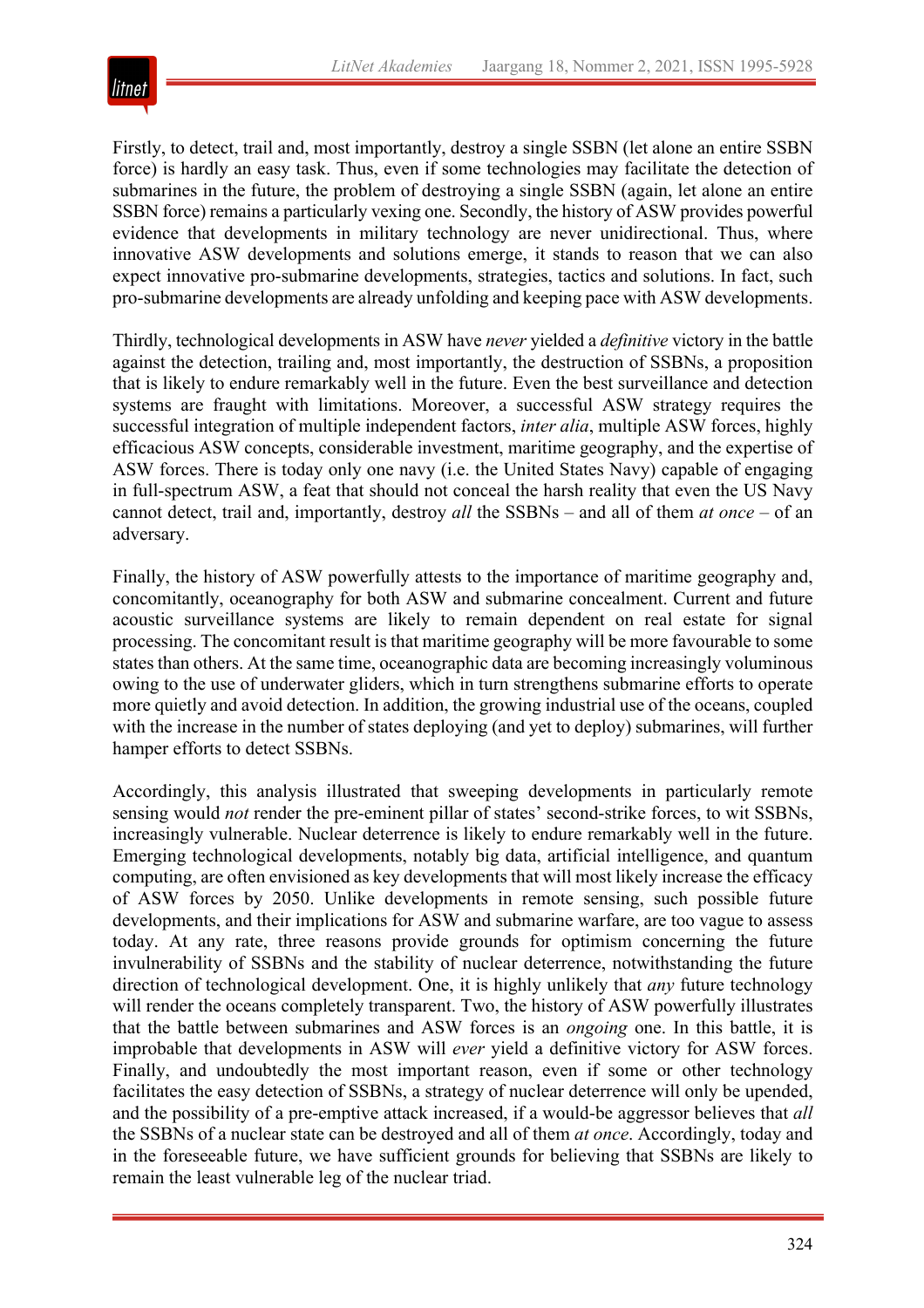Firstly, to detect, trail and, most importantly, destroy a single SSBN (let alone an entire SSBN force) is hardly an easy task. Thus, even if some technologies may facilitate the detection of submarines in the future, the problem of destroying a single SSBN (again, let alone an entire SSBN force) remains a particularly vexing one. Secondly, the history of ASW provides powerful evidence that developments in military technology are never unidirectional. Thus, where innovative ASW developments and solutions emerge, it stands to reason that we can also expect innovative pro-submarine developments, strategies, tactics and solutions. In fact, such pro-submarine developments are already unfolding and keeping pace with ASW developments.

Thirdly, technological developments in ASW have *never* yielded a *definitive* victory in the battle against the detection, trailing and, most importantly, the destruction of SSBNs, a proposition that is likely to endure remarkably well in the future. Even the best surveillance and detection systems are fraught with limitations. Moreover, a successful ASW strategy requires the successful integration of multiple independent factors, *inter alia*, multiple ASW forces, highly efficacious ASW concepts, considerable investment, maritime geography, and the expertise of ASW forces. There is today only one navy (i.e. the United States Navy) capable of engaging in full-spectrum ASW, a feat that should not conceal the harsh reality that even the US Navy cannot detect, trail and, importantly, destroy *all* the SSBNs – and all of them *at once* – of an adversary.

Finally, the history of ASW powerfully attests to the importance of maritime geography and, concomitantly, oceanography for both ASW and submarine concealment. Current and future acoustic surveillance systems are likely to remain dependent on real estate for signal processing. The concomitant result is that maritime geography will be more favourable to some states than others. At the same time, oceanographic data are becoming increasingly voluminous owing to the use of underwater gliders, which in turn strengthens submarine efforts to operate more quietly and avoid detection. In addition, the growing industrial use of the oceans, coupled with the increase in the number of states deploying (and yet to deploy) submarines, will further hamper efforts to detect SSBNs.

Accordingly, this analysis illustrated that sweeping developments in particularly remote sensing would *not* render the pre-eminent pillar of states' second-strike forces, to wit SSBNs, increasingly vulnerable. Nuclear deterrence is likely to endure remarkably well in the future. Emerging technological developments, notably big data, artificial intelligence, and quantum computing, are often envisioned as key developments that will most likely increase the efficacy of ASW forces by 2050. Unlike developments in remote sensing, such possible future developments, and their implications for ASW and submarine warfare, are too vague to assess today. At any rate, three reasons provide grounds for optimism concerning the future invulnerability of SSBNs and the stability of nuclear deterrence, notwithstanding the future direction of technological development. One, it is highly unlikely that *any* future technology will render the oceans completely transparent. Two, the history of ASW powerfully illustrates that the battle between submarines and ASW forces is an *ongoing* one. In this battle, it is improbable that developments in ASW will *ever* yield a definitive victory for ASW forces. Finally, and undoubtedly the most important reason, even if some or other technology facilitates the easy detection of SSBNs, a strategy of nuclear deterrence will only be upended, and the possibility of a pre-emptive attack increased, if a would-be aggressor believes that *all* the SSBNs of a nuclear state can be destroyed and all of them *at once*. Accordingly, today and in the foreseeable future, we have sufficient grounds for believing that SSBNs are likely to remain the least vulnerable leg of the nuclear triad.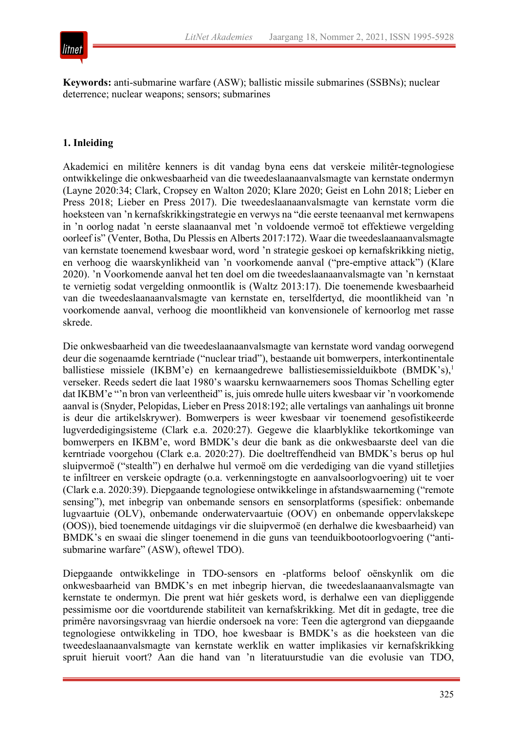**Keywords:** anti-submarine warfare (ASW); ballistic missile submarines (SSBNs); nuclear deterrence; nuclear weapons; sensors; submarines

## 1. Inleiding

Akademici en militêre kenners is dit vandag byna eens dat verskeie militêr-tegnologiese ontwikkelinge die onkwesbaarheid van die tweedeslaanaanvalsmagte van kernstate ondermyn (Layne 2020:34; Clark, Cropsey en Walton 2020; Klare 2020; Geist en Lohn 2018; Lieber en Press 2018; Lieber en Press 2017). Die tweedeslaanaanvalsmagte van kernstate vorm die hoeksteen van ’n kernafskrikkingstrategie en verwys na "die eerste teenaanval met kernwapens in ’n oorlog nadat ’n eerste slaanaanval met ’n voldoende vermoë tot effektiewe vergelding oorleef is" (Venter, Botha, Du Plessis en Alberts 2017:172). Waar die tweedeslaanaanvalsmagte van kernstate toenemend kwesbaar word, word ’n strategie geskoei op kernafskrikking nietig, en verhoog die waarskynlikheid van ’n voorkomende aanval ("pre-emptive attack") (Klare 2020). ’n Voorkomende aanval het ten doel om die tweedeslaanaanvalsmagte van ’n kernstaat te vernietig sodat vergelding onmoontlik is (Waltz 2013:17). Die toenemende kwesbaarheid van die tweedeslaanaanvalsmagte van kernstate en, terselfdertyd, die moontlikheid van ’n voorkomende aanval, verhoog die moontlikheid van konvensionele of kernoorlog met rasse skrede.

Die onkwesbaarheid van die tweedeslaanaanvalsmagte van kernstate word vandag oorwegend deur die sogenaamde kerntriade ("nuclear triad"), bestaande uit bomwerpers, interkontinentale ballistiese missiele (IKBM’e) en kernaangedrewe ballistiesemissielduikbote (BMDK’s),[1] verseker. Reeds sedert die laat 1980’s waarsku kernwaarnemers soos Thomas Schelling egter dat IKBM’e "’n bron van verleentheid" is, juis omrede hulle uiters kwesbaar vir ’n voorkomende aanval is (Snyder, Pelopidas, Lieber en Press 2018:192; alle vertalings van aanhalings uit bronne is deur die artikelskrywer). Bomwerpers is weer kwesbaar vir toenemend gesofistikeerde lugverdedigingsisteme (Clark e.a. 2020:27). Gegewe die klaarblyklike tekortkominge van bomwerpers en IKBM’e, word BMDK’s deur die bank as die onkwesbaarste deel van die kerntriade voorgehou (Clark e.a. 2020:27). Die doeltreffendheid van BMDK’s berus op hul sluipvermoë ("stealth") en derhalwe hul vermoë om die verdediging van die vyand stilletjies te infiltreer en verskeie opdragte (o.a. verkenningstogte en aanvalsoorlogvoering) uit te voer (Clark e.a. 2020:39). Diepgaande tegnologiese ontwikkelinge in afstandswaarneming ("remote sensing"), met inbegrip van onbemande sensors en sensorplatforms (spesifiek: onbemande lugvaartuie (OLV), onbemande onderwatervaartuie (OOV) en onbemande oppervlakskepe (OOS)), bied toenemende uitdagings vir die sluipvermoë (en derhalwe die kwesbaarheid) van BMDK’s en swaai die slinger toenemend in die guns van teenduikbootoorlogvoering ("anti-submarine warfare" (ASW), oftewel TDO).

Diepgaande ontwikkelinge in TDO-sensors en -platforms beloof oënskynlik om die onkwesbaarheid van BMDK’s en met inbegrip hiervan, die tweedeslaanaanvalsmagte van kernstate te ondermyn. Die prent wat hiér geskets word, is derhalwe een van diepliggende pessimisme oor die voortdurende stabiliteit van kernafskrikking. Met dít in gedagte, tree die primêre navorsingsvraag van hierdie ondersoek na vore: Teen die agtergrond van diepgaande tegnologiese ontwikkeling in TDO, hoe kwesbaar is BMDK’s as die hoeksteen van die tweedeslaanaanvalsmagte van kernstate werklik en watter implikasies vir kernafskrikking spruit hieruit voort? Aan die hand van ’n literatuurstudie van die evolusie van TDO,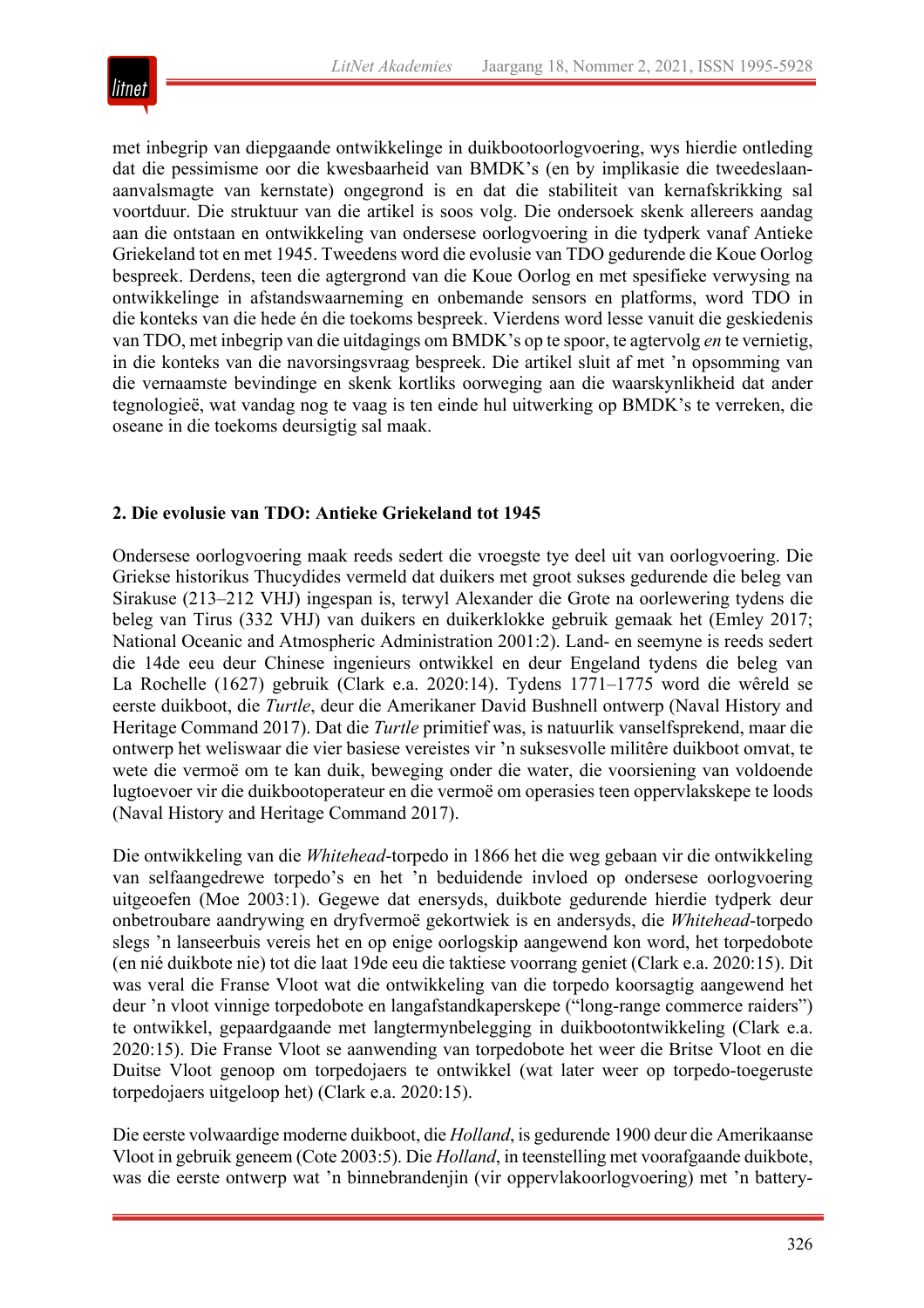met inbegrip van diepgaande ontwikkelinge in duikbootoorlogvoering, wys hierdie ontleding dat die pessimisme oor die kwesbaarheid van BMDK's (en by implikasie die tweedeslaan-aanvalsmagte van kernstate) ongegrond is en dat die stabiliteit van kernafskrikking sal voortduur. Die struktuur van die artikel is soos volg. Die ondersoek skenk allereers aandag aan die ontstaan en ontwikkeling van ondersese oorlogvoering in die tydperk vanaf Antieke Griekeland tot en met 1945. Tweedens word die evolusie van TDO gedurende die Koue Oorlog bespreek. Derdens, teen die agtergrond van die Koue Oorlog en met spesifieke verwysing na ontwikkelinge in afstandswaarneming en onbemande sensors en platforms, word TDO in die konteks van die hede én die toekoms bespreek. Vierdens word lesse vanuit die geskiedenis van TDO, met inbegrip van die uitdagings om BMDK's op te spoor, te agtervolg *en* te vernietig, in die konteks van die navorsingsvraag bespreek. Die artikel sluit af met 'n opsomming van die vernaamste bevindinge en skenk kortliks oorweging aan die waarskynlikheid dat ander tegnologieë, wat vandag nog te vaag is ten einde hul uitwerking op BMDK's te verreken, die oseane in die toekoms deursigtig sal maak.

## 2. Die evolusie van TDO: Antieke Griekeland tot 1945

Ondersese oorlogvoering maak reeds sedert die vroegste tye deel uit van oorlogvoering. Die Griekse historikus Thucydides vermeld dat duikers met groot sukses gedurende die beleg van Sirakuse (213–212 VHJ) ingespan is, terwyl Alexander die Grote na oorlewering tydens die beleg van Tirus (332 VHJ) van duikers en duikerklokke gebruik gemaak het (Emley 2017; National Oceanic and Atmospheric Administration 2001:2). Land- en seemyne is reeds sedert die 14de eeu deur Chinese ingenieurs ontwikkel en deur Engeland tydens die beleg van La Rochelle (1627) gebruik (Clark e.a. 2020:14). Tydens 1771–1775 word die wêreld se eerste duikboot, die *Turtle*, deur die Amerikaner David Bushnell ontwerp (Naval History and Heritage Command 2017). Dat die *Turtle* primitief was, is natuurlik vanselfsprekend, maar die ontwerp het weliswaar die vier basiese vereistes vir 'n suksesvolle militêre duikboot omvat, te wete die vermoë om te kan duik, beweging onder die water, die voorsiening van voldoende lugtoevoer vir die duikbootoperateur en die vermoë om operasies teen oppervlakskepe te loods (Naval History and Heritage Command 2017).

Die ontwikkeling van die *Whitehead*-torpedo in 1866 het die weg gebaan vir die ontwikkeling van selfaangedrewe torpedo's en het 'n beduidende invloed op ondersese oorlogvoering uitgeoefen (Moe 2003:1). Gegewe dat enersyds, duikbote gedurende hierdie tydperk deur onbetroubare aandrywing en dryfvermoë gekortwiek is en andersyds, die *Whitehead*-torpedo slegs 'n lanseerbuis vereis het en op enige oorlogskip aangewend kon word, het torpedobote (en nié duikbote nie) tot die laat 19de eeu die taktiese voorrang geniet (Clark e.a. 2020:15). Dit was veral die Franse Vloot wat die ontwikkeling van die torpedo koorsagtig aangewend het deur 'n vloot vinnige torpedobote en langafstandkaperskepe ("long-range commerce raiders") te ontwikkel, gepaardgaande met langtermynbelegging in duikbootontwikkeling (Clark e.a. 2020:15). Die Franse Vloot se aanwending van torpedobote het weer die Britse Vloot en die Duitse Vloot genoop om torpedojaers te ontwikkel (wat later weer op torpedo-toegeruste torpedojaers uitgeloop het) (Clark e.a. 2020:15).

Die eerste volwaardige moderne duikboot, die *Holland*, is gedurende 1900 deur die Amerikaanse Vloot in gebruik geneem (Cote 2003:5). Die *Holland*, in teenstelling met voorafgaande duikbote, was die eerste ontwerp wat 'n binnebrandenjin (vir oppervlakoorlogvoering) met 'n battery-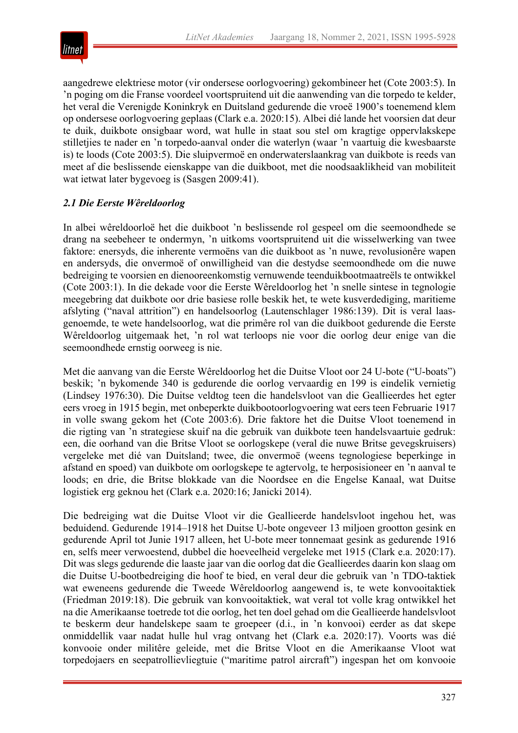aangedrewe elektriese motor (vir ondersese oorlogvoering) gekombineer het (Cote 2003:5). In ’n poging om die Franse voordeel voortspruitend uit die aanwending van die torpedo te kelder, het veral die Verenigde Koninkryk en Duitsland gedurende die vroeë 1900’s toenemend klem op ondersese oorlogvoering geplaas (Clark e.a. 2020:15). Albei dié lande het voorsien dat deur te duik, duikbote onsigbaar word, wat hulle in staat sou stel om kragtige oppervlakskepe stilletjies te nader en ’n torpedo-aanval onder die waterlyn (waar ’n vaartuig die kwesbaarste is) te loods (Cote 2003:5). Die sluipvermoë en onderwaterslaankrag van duikbote is reeds van meet af die beslissende eienskappe van die duikboot, met die noodsaaklikheid van mobiliteit wat ietwat later bygevoeg is (Sasgen 2009:41).

### *2.1 Die Eerste Wêreldoorlog*

In albei wêreldoorloë het die duikboot ’n beslissende rol gespeel om die seemoondhede se drang na seebeheer te ondermyn, ’n uitkoms voortspruitend uit die wisselwerking van twee faktore: enersyds, die inherente vermoëns van die duikboot as ’n nuwe, revolusionêre wapen en andersyds, die onvermoë of onwilligheid van die destydse seemoondhede om die nuwe bedreiging te voorsien en dienooreenkomstig vernuwende teenduikbootmaatreëls te ontwikkel (Cote 2003:1). In die dekade voor die Eerste Wêreldoorlog het ’n snelle sintese in tegnologie meegebring dat duikbote oor drie basiese rolle beskik het, te wete kusverdediging, maritieme afslyting (“naval attrition”) en handelsoorlog (Lautenschlager 1986:139). Dit is veral laasgenoemde, te wete handelsoorlog, wat die primêre rol van die duikboot gedurende die Eerste Wêreldoorlog uitgemaak het, ’n rol wat terloops nie voor die oorlog deur enige van die seemoondhede ernstig oorweeg is nie.

Met die aanvang van die Eerste Wêreldoorlog het die Duitse Vloot oor 24 U-bote (“U-boats”) beskik; ’n bykomende 340 is gedurende die oorlog vervaardig en 199 is eindelik vernietig (Lindsey 1976:30). Die Duitse veldtog teen die handelsvloot van die Geallieerdes het egter eers vroeg in 1915 begin, met onbeperkte duikbootoorlogvoering wat eers teen Februarie 1917 in volle swang gekom het (Cote 2003:6). Drie faktore het die Duitse Vloot toenemend in die rigting van ’n strategiese skuif na die gebruik van duikbote teen handelsvaartuie gedruk: een, die oorhand van die Britse Vloot se oorlogskepe (veral die nuwe Britse gevegskruisers) vergeleke met dié van Duitsland; twee, die onvermoë (weens tegnologiese beperkinge in afstand en spoed) van duikbote om oorlogskepe te agtervolg, te herposisioneer en ’n aanval te loods; en drie, die Britse blokkade van die Noordsee en die Engelse Kanaal, wat Duitse logistiek erg geknou het (Clark e.a. 2020:16; Janicki 2014).

Die bedreiging wat die Duitse Vloot vir die Geallieerde handelsvloot ingehou het, was beduidend. Gedurende 1914–1918 het Duitse U-bote ongeveer 13 miljoen grootton gesink en gedurende April tot Junie 1917 alleen, het U-bote meer tonnemaat gesink as gedurende 1916 en, selfs meer verwoestend, dubbel die hoeveelheid vergeleke met 1915 (Clark e.a. 2020:17). Dit was slegs gedurende die laaste jaar van die oorlog dat die Geallieerdes daarin kon slaag om die Duitse U-bootbedreiging die hoof te bied, en veral deur die gebruik van ’n TDO-taktiek wat eweneens gedurende die Tweede Wêreldoorlog aangewend is, te wete konvooitaktiek (Friedman 2019:18). Die gebruik van konvooitaktiek, wat veral tot volle krag ontwikkel het na die Amerikaanse toetrede tot die oorlog, het ten doel gehad om die Geallieerde handelsvloot te beskerm deur handelskepe saam te groepeer (d.i., in ’n konvooi) eerder as dat skepe onmiddellik vaar nadat hulle hul vrag ontvang het (Clark e.a. 2020:17). Voorts was dié konvooie onder militêre geleide, met die Britse Vloot en die Amerikaanse Vloot wat torpedojaers en seepatrollievliegtuie (“maritime patrol aircraft”) ingespan het om konvooie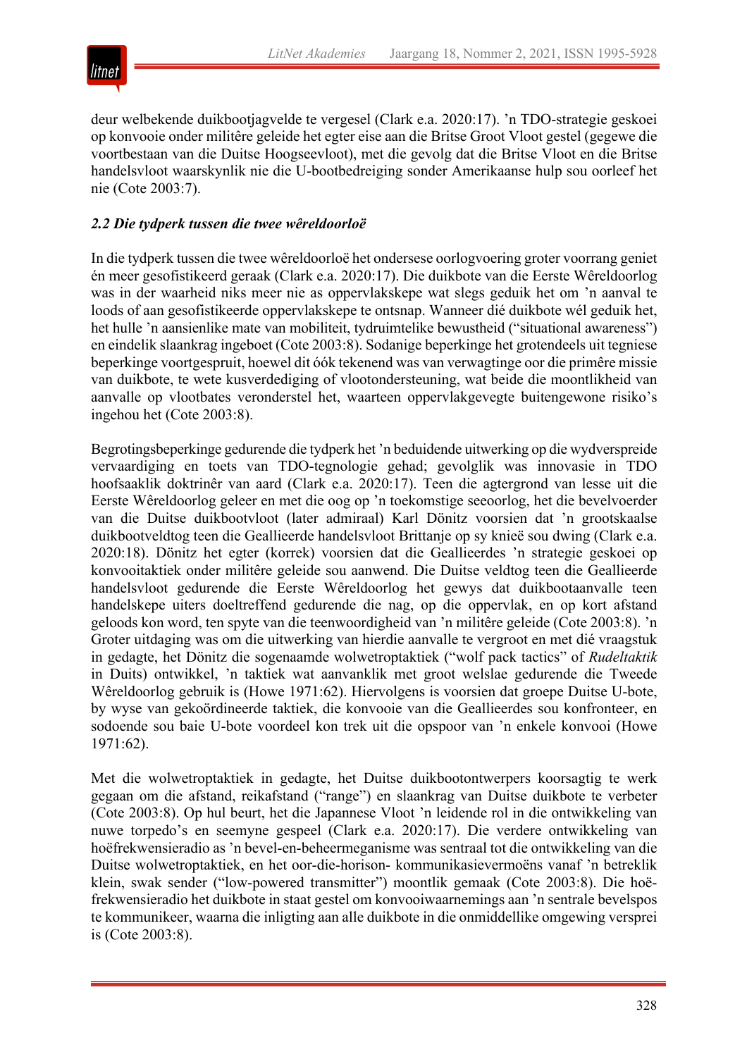deur welbekende duikbootjagvelde te vergesel (Clark e.a. 2020:17). 'n TDO-strategie geskoei op konvooie onder militêre geleide het egter eise aan die Britse Groot Vloot gestel (gegewe die voortbestaan van die Duitse Hoogseevloot), met die gevolg dat die Britse Vloot en die Britse handelsvloot waarskynlik nie die U-bootbedreiging sonder Amerikaanse hulp sou oorleef het nie (Cote 2003:7).

### *2.2 Die tydperk tussen die twee wêreldoorloë*

In die tydperk tussen die twee wêreldoorloë het ondersese oorlogvoering groter voorrang geniet én meer gesofistikeerd geraak (Clark e.a. 2020:17). Die duikbote van die Eerste Wêreldoorlog was in der waarheid niks meer nie as oppervlakskepe wat slegs geduik het om 'n aanval te loods of aan gesofistikeerde oppervlakskepe te ontsnap. Wanneer dié duikbote wél geduik het, het hulle 'n aansienlike mate van mobiliteit, tydruimtelike bewustheid ("situational awareness") en eindelik slaankrag ingeboet (Cote 2003:8). Sodanige beperkinge het grotendeels uit tegniese beperkinge voortgespruit, hoewel dit óók tekenend was van verwagtinge oor die primêre missie van duikbote, te wete kusverdediging of vlootondersteuning, wat beide die moontlikheid van aanvalle op vlootbates veronderstel het, waarteen oppervlakgevegte buitengewone risiko's ingehou het (Cote 2003:8).

Begrotingsbeperkinge gedurende die tydperk het 'n beduidende uitwerking op die wydverspreide vervaardiging en toets van TDO-tegnologie gehad; gevolglik was innovasie in TDO hoofsaaklik doktrinêr van aard (Clark e.a. 2020:17). Teen die agtergrond van lesse uit die Eerste Wêreldoorlog geleer en met die oog op 'n toekomstige seeoorlog, het die bevelvoerder van die Duitse duikbootvloot (later admiraal) Karl Dönitz voorsien dat 'n grootskaalse duikbootveldtog teen die Geallieerde handelsvloot Brittanje op sy knieë sou dwing (Clark e.a. 2020:18). Dönitz het egter (korrek) voorsien dat die Geallieerdes 'n strategie geskoei op konvooitaktiek onder militêre geleide sou aanwend. Die Duitse veldtog teen die Geallieerde handelsvloot gedurende die Eerste Wêreldoorlog het gewys dat duikbootaanvalle teen handelskepe uiters doeltreffend gedurende die nag, op die oppervlak, en op kort afstand geloods kon word, ten spyte van die teenwoordigheid van 'n militêre geleide (Cote 2003:8). 'n Groter uitdaging was om die uitwerking van hierdie aanvalle te vergroot en met dié vraagstuk in gedagte, het Dönitz die sogenaamde wolwetroptaktiek ("wolf pack tactics" of *Rudeltaktik* in Duits) ontwikkel, 'n taktiek wat aanvanklik met groot welslae gedurende die Tweede Wêreldoorlog gebruik is (Howe 1971:62). Hiervolgens is voorsien dat groepe Duitse U-bote, by wyse van gekoördineerde taktiek, die konvooie van die Geallieerdes sou konfronteer, en sodoende sou baie U-bote voordeel kon trek uit die opspoor van 'n enkele konvooi (Howe 1971:62).

Met die wolwetroptaktiek in gedagte, het Duitse duikbootontwerpers koorsagtig te werk gegaan om die afstand, reikafstand ("range") en slaankrag van Duitse duikbote te verbeter (Cote 2003:8). Op hul beurt, het die Japannese Vloot 'n leidende rol in die ontwikkeling van nuwe torpedo's en seemyne gespeel (Clark e.a. 2020:17). Die verdere ontwikkeling van hoëfrekwensieradio as 'n bevel-en-beheermeganisme was sentraal tot die ontwikkeling van die Duitse wolwetroptaktiek, en het oor-die-horison- kommunikasievermoëns vanaf 'n betreklik klein, swak sender ("low-powered transmitter") moontlik gemaak (Cote 2003:8). Die hoëfrekwensieradio het duikbote in staat gestel om konvooiwaarnemings aan 'n sentrale bevelspos te kommunikeer, waarna die inligting aan alle duikbote in die onmiddellike omgewing versprei is (Cote 2003:8).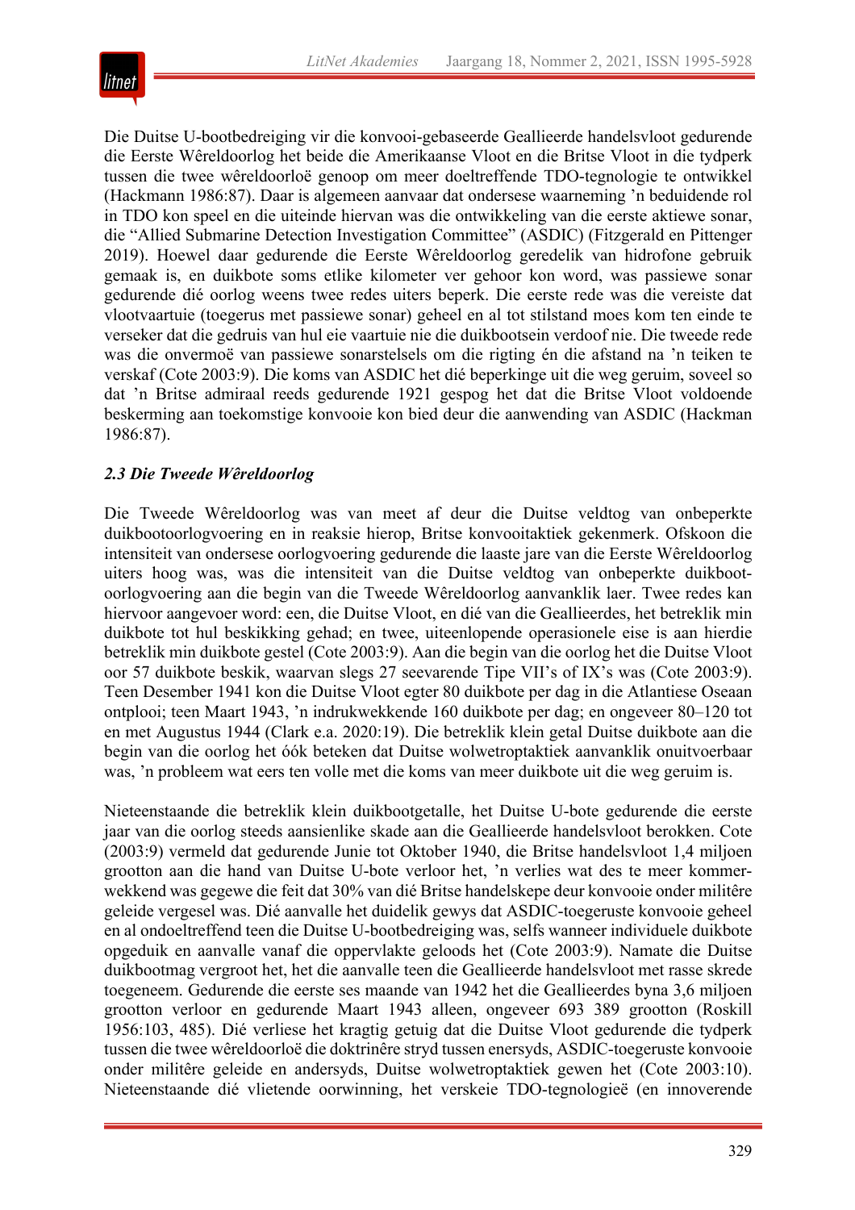Die Duitse U-bootbedreiging vir die konvooi-gebaseerde Geallieerde handelsvloot gedurende die Eerste Wêreldoorlog het beide die Amerikaanse Vloot en die Britse Vloot in die tydperk tussen die twee wêreldoorloë genoop om meer doeltreffende TDO-tegnologie te ontwikkel (Hackmann 1986:87). Daar is algemeen aanvaar dat ondersese waarneming 'n beduidende rol in TDO kon speel en die uiteinde hiervan was die ontwikkeling van die eerste aktiewe sonar, die "Allied Submarine Detection Investigation Committee" (ASDIC) (Fitzgerald en Pittenger 2019). Hoewel daar gedurende die Eerste Wêreldoorlog geredelik van hidrofone gebruik gemaak is, en duikbote soms etlike kilometer ver gehoor kon word, was passiewe sonar gedurende dié oorlog weens twee redes uiters beperk. Die eerste rede was die vereiste dat vlootvaartuie (toegerus met passiewe sonar) geheel en al tot stilstand moes kom ten einde te verseker dat die gedruis van hul eie vaartuie nie die duikbootsein verdoof nie. Die tweede rede was die onvermoë van passiewe sonarstelsels om die rigting én die afstand na 'n teiken te verskaf (Cote 2003:9). Die koms van ASDIC het dié beperkinge uit die weg geruim, soveel so dat 'n Britse admiraal reeds gedurende 1921 gespog het dat die Britse Vloot voldoende beskerming aan toekomstige konvooie kon bied deur die aanwending van ASDIC (Hackman 1986:87).

### *2.3 Die Tweede Wêreldoorlog*

Die Tweede Wêreldoorlog was van meet af deur die Duitse veldtog van onbeperkte duikbootoorlogvoering en in reaksie hierop, Britse konvooitaktiek gekenmerk. Ofskoon die intensiteit van ondersese oorlogvoering gedurende die laaste jare van die Eerste Wêreldoorlog uiters hoog was, was die intensiteit van die Duitse veldtog van onbeperkte duikbootoorlogvoering aan die begin van die Tweede Wêreldoorlog aanvanklik laer. Twee redes kan hiervoor aangevoer word: een, die Duitse Vloot, en dié van die Geallieerdes, het betreklik min duikbote tot hul beskikking gehad; en twee, uiteenlopende operasionele eise is aan hierdie betreklik min duikbote gestel (Cote 2003:9). Aan die begin van die oorlog het die Duitse Vloot oor 57 duikbote beskik, waarvan slegs 27 seevarende Tipe VII's of IX's was (Cote 2003:9). Teen Desember 1941 kon die Duitse Vloot egter 80 duikbote per dag in die Atlantiese Oseaan ontplooi; teen Maart 1943, 'n indrukwekkende 160 duikbote per dag; en ongeveer 80–120 tot en met Augustus 1944 (Clark e.a. 2020:19). Die betreklik klein getal Duitse duikbote aan die begin van die oorlog het óók beteken dat Duitse wolwetroptaktiek aanvanklik onuitvoerbaar was, 'n probleem wat eers ten volle met die koms van meer duikbote uit die weg geruim is.

Nieteenstaande die betreklik klein duikbootgetalle, het Duitse U-bote gedurende die eerste jaar van die oorlog steeds aansienlike skade aan die Geallieerde handelsvloot berokken. Cote (2003:9) vermeld dat gedurende Junie tot Oktober 1940, die Britse handelsvloot 1,4 miljoen grootton aan die hand van Duitse U-bote verloor het, 'n verlies wat des te meer kommerwekkend was gegewe die feit dat 30% van dié Britse handelskepe deur konvooie onder militêre geleide vergesel was. Dié aanvalle het duidelik gewys dat ASDIC-toegeruste konvooie geheel en al ondoeltreffend teen die Duitse U-bootbedreiging was, selfs wanneer individuele duikbote opgeduik en aanvalle vanaf die oppervlakte geloods het (Cote 2003:9). Namate die Duitse duikbootmag vergroot het, het die aanvalle teen die Geallieerde handelsvloot met rasse skrede toegeneem. Gedurende die eerste ses maande van 1942 het die Geallieerdes byna 3,6 miljoen grootton verloor en gedurende Maart 1943 alleen, ongeveer 693 389 grootton (Roskill 1956:103, 485). Dié verliese het kragtig getuig dat die Duitse Vloot gedurende die tydperk tussen die twee wêreldoorloë die doktrinêre stryd tussen enersyds, ASDIC-toegeruste konvooie onder militêre geleide en andersyds, Duitse wolwetroptaktiek gewen het (Cote 2003:10). Nieteenstaande dié vlietende oorwinning, het verskeie TDO-tegnologieë (en innoverende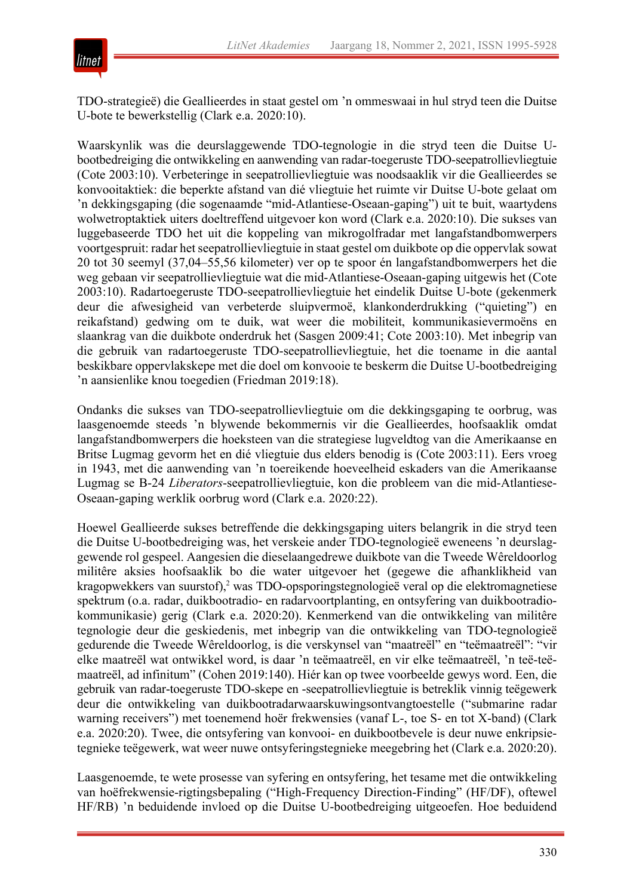TDO-strategieë) die Geallieerdes in staat gestel om ’n ommeswaai in hul stryd teen die Duitse U-bote te bewerkstellig (Clark e.a. 2020:10).

Waarskynlik was die deurslaggewende TDO-tegnologie in die stryd teen die Duitse U-bootbedreiging die ontwikkeling en aanwending van radar-toegeruste TDO-seepatrollievliegtuie (Cote 2003:10). Verbeteringe in seepatrollievliegtuie was noodsaaklik vir die Geallieerdes se konvooitaktiek: die beperkte afstand van dié vliegtuie het ruimte vir Duitse U-bote gelaat om ’n dekkingsgaping (die sogenaamde “mid-Atlantiese-Oseaan-gaping”) uit te buit, waartydens wolwetroptaktiek uiters doeltreffend uitgevoer kon word (Clark e.a. 2020:10). Die sukses van luggebaseerde TDO het uit die koppeling van mikrogolfradar met langafstandbomwerpers voortgespruit: radar het seepatrollievliegtuie in staat gestel om duikbote op die oppervlak sowat 20 tot 30 seemyl (37,04–55,56 kilometer) ver op te spoor én langafstandbomwerpers het die weg gebaan vir seepatrollievliegtuie wat die mid-Atlantiese-Oseaan-gaping uitgewis het (Cote 2003:10). Radartoegeruste TDO-seepatrollievliegtuie het eindelik Duitse U-bote (gekenmerk deur die afwesigheid van verbeterde sluipvermoë, klankonderdrukking (“quieting”) en reikafstand) gedwing om te duik, wat weer die mobiliteit, kommunikasievermoëns en slaankrag van die duikbote onderdruk het (Sasgen 2009:41; Cote 2003:10). Met inbegrip van die gebruik van radartoegeruste TDO-seepatrollievliegtuie, het die toename in die aantal beskikbare oppervlakskepe met die doel om konvooie te beskerm die Duitse U-bootbedreiging ’n aansienlike knou toegedien (Friedman 2019:18).

Ondanks die sukses van TDO-seepatrollievliegtuie om die dekkingsgaping te oorbrug, was laasgenoemde steeds ’n blywende bekommernis vir die Geallieerdes, hoofsaaklik omdat langafstandbomwerpers die hoeksteen van die strategiese lugveldtog van die Amerikaanse en Britse Lugmag gevorm het en dié vliegtuie dus elders benodig is (Cote 2003:11). Eers vroeg in 1943, met die aanwending van ’n toereikende hoeveelheid eskaders van die Amerikaanse Lugmag se B-24 *Liberators*-seepatrollievliegtuie, kon die probleem van die mid-Atlantiese-Oseaan-gaping werklik oorbrug word (Clark e.a. 2020:22).

Hoewel Geallieerde sukses betreffende die dekkingsgaping uiters belangrik in die stryd teen die Duitse U-bootbedreiging was, het verskeie ander TDO-tegnologieë eweneens ’n deurslaggewende rol gespeel. Aangesien die dieselaangedrewe duikbote van die Tweede Wêreldoorlog militêre aksies hoofsaaklik bo die water uitgevoer het (gegewe die afhanklikheid van kragopwekkers van suurstof),[2] was TDO-opsporingstegnologieë veral op die elektromagnetiese spektrum (o.a. radar, duikbootradio- en radarvoortplanting, en ontsyfering van duikbootradio-kommunikasie) gerig (Clark e.a. 2020:20). Kenmerkend van die ontwikkeling van militêre tegnologie deur die geskiedenis, met inbegrip van die ontwikkeling van TDO-tegnologieë gedurende die Tweede Wêreldoorlog, is die verskynsel van “maatreël” en “teëmaatreël”: “vir elke maatreël wat ontwikkel word, is daar ’n teëmaatreël, en vir elke teëmaatreël, ’n teë-teë-maatreël, ad infinitum” (Cohen 2019:140). Hiér kan op twee voorbeelde gewys word. Een, die gebruik van radar-toegeruste TDO-skepe en -seepatrollievliegtuie is betreklik vinnig teëgewerk deur die ontwikkeling van duikbootradarwaarskuwingsontvangtoestelle (“submarine radar warning receivers”) met toenemend hoër frekwensies (vanaf L-, toe S- en tot X-band) (Clark e.a. 2020:20). Twee, die ontsyfering van konvooi- en duikbootbevele is deur nuwe enkripsie-tegnieke teëgewerk, wat weer nuwe ontsyferingstegnieke meegebring het (Clark e.a. 2020:20).

Laasgenoemde, te wete prosesse van syfering en ontsyfering, het tesame met die ontwikkeling van hoëfrekwensie-rigtingsbepaling (“High-Frequency Direction-Finding” (HF/DF), oftewel HF/RB) ’n beduidende invloed op die Duitse U-bootbedreiging uitgeoefen. Hoe beduidend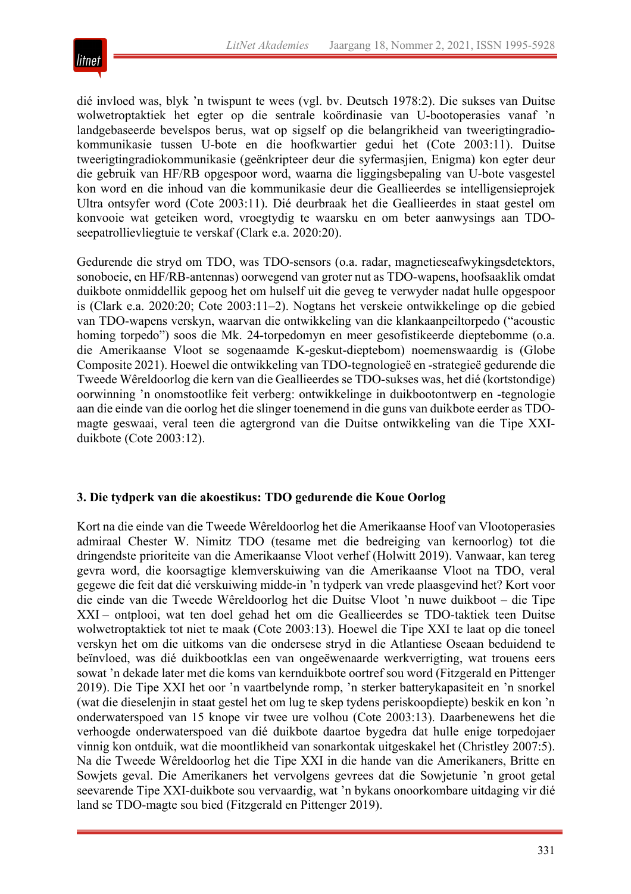dié invloed was, blyk ’n twispunt te wees (vgl. bv. Deutsch 1978:2). Die sukses van Duitse wolwetroptaktiek het egter op die sentrale koördinasie van U-bootoperasies vanaf ’n landgebaseerde bevelspos berus, wat op sigself op die belangrikheid van tweerigtingradio-kommunikasie tussen U-bote en die hoofkwartier gedui het (Cote 2003:11). Duitse tweerigtingradiokommunikasie (geënkripteer deur die syfermasjien, Enigma) kon egter deur die gebruik van HF/RB opgespoor word, waarna die liggingsbepaling van U-bote vasgestel kon word en die inhoud van die kommunikasie deur die Geallieerdes se intelligensieprojek Ultra ontsyfer word (Cote 2003:11). Dié deurbraak het die Geallieerdes in staat gestel om konvooie wat geteiken word, vroegtydig te waarsku en om beter aanwysings aan TDO-seepatrollievliegtuie te verskaf (Clark e.a. 2020:20).

Gedurende die stryd om TDO, was TDO-sensors (o.a. radar, magnetieseafwykingsdetektors, sonoboeie, en HF/RB-antennas) oorwegend van groter nut as TDO-wapens, hoofsaaklik omdat duikbote onmiddellik gepoog het om hulself uit die geveg te verwyder nadat hulle opgespoor is (Clark e.a. 2020:20; Cote 2003:11–2). Nogtans het verskeie ontwikkelinge op die gebied van TDO-wapens verskyn, waarvan die ontwikkeling van die klankaanpeiltorpedo (“acoustic homing torpedo”) soos die Mk. 24-torpedomyn en meer gesofistikeerde dieptebomme (o.a. die Amerikaanse Vloot se sogenaamde K-geskut-dieptebom) noemenswaardig is (Globe Composite 2021). Hoewel die ontwikkeling van TDO-tegnologieë en -strategieë gedurende die Tweede Wêreldoorlog die kern van die Geallieerdes se TDO-sukses was, het dié (kortstondige) oorwinning ’n onomstootlike feit verberg: ontwikkelinge in duikbootontwerp en -tegnologie aan die einde van die oorlog het die slinger toenemend in die guns van duikbote eerder as TDO-magte geswaai, veral teen die agtergrond van die Duitse ontwikkeling van die Tipe XXI-duikbote (Cote 2003:12).

### 3. Die tydperk van die akoestikus: TDO gedurende die Koue Oorlog

Kort na die einde van die Tweede Wêreldoorlog het die Amerikaanse Hoof van Vlootoperasies admiraal Chester W. Nimitz TDO (tesame met die bedreiging van kernoorlog) tot die dringendste prioriteite van die Amerikaanse Vloot verhef (Holwitt 2019). Vanwaar, kan tereg gevra word, die koorsagtige klemverskuiwing van die Amerikaanse Vloot na TDO, veral gegewe die feit dat dié verskuiwing midde-in ’n tydperk van vrede plaasgevind het? Kort voor die einde van die Tweede Wêreldoorlog het die Duitse Vloot ’n nuwe duikboot – die Tipe XXI – ontplooi, wat ten doel gehad het om die Geallieerdes se TDO-taktiek teen Duitse wolwetroptaktiek tot niet te maak (Cote 2003:13). Hoewel die Tipe XXI te laat op die toneel verskyn het om die uitkoms van die ondersese stryd in die Atlantiese Oseaan beduidend te beïnvloed, was dié duikbootklas een van ongeëwenaarde werkverrigting, wat trouens eers sowat ’n dekade later met die koms van kernduikbote oortref sou word (Fitzgerald en Pittenger 2019). Die Tipe XXI het oor ’n vaartbelynde romp, ’n sterker batterykapasiteit en ’n snorkel (wat die dieselenjin in staat gestel het om lug te skep tydens periskoopdiepte) beskik en kon ’n onderwaterspoed van 15 knope vir twee ure volhou (Cote 2003:13). Daarbenewens het die verhoogde onderwaterspoed van dié duikbote daartoe bygedra dat hulle enige torpedojaer vinnig kon ontduik, wat die moontlikheid van sonarkontak uitgeskakel het (Christley 2007:5). Na die Tweede Wêreldoorlog het die Tipe XXI in die hande van die Amerikaners, Britte en Sowjets geval. Die Amerikaners het vervolgens gevrees dat die Sowjetunie ’n groot getal seevarende Tipe XXI-duikbote sou vervaardig, wat ’n bykans onoorkombare uitdaging vir dié land se TDO-magte sou bied (Fitzgerald en Pittenger 2019).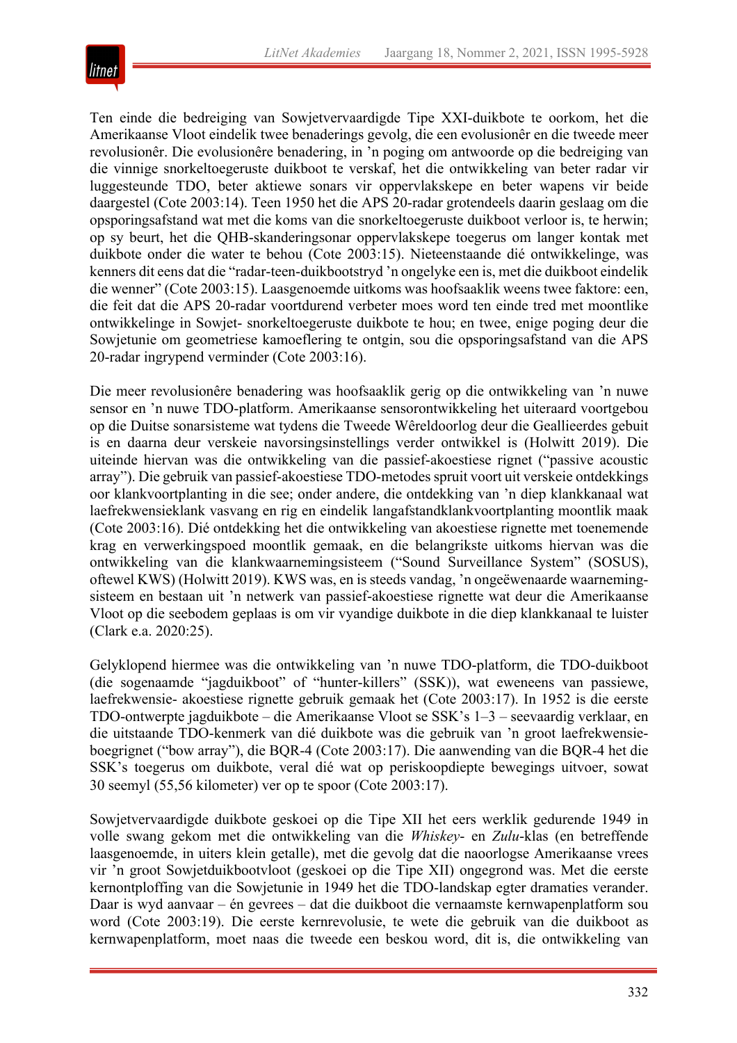Ten einde die bedreiging van Sowjetvervaardigde Tipe XXI-duikbote te oorkom, het die Amerikaanse Vloot eindelik twee benaderings gevolg, die een evolusionêr en die tweede meer revolusionêr. Die evolusionêre benadering, in 'n poging om antwoorde op die bedreiging van die vinnige snorkeltoegeruste duikboot te verskaf, het die ontwikkeling van beter radar vir luggesteunde TDO, beter aktiewe sonars vir oppervlakskepe en beter wapens vir beide daargestel (Cote 2003:14). Teen 1950 het die APS 20-radar grotendeels daarin geslaag om die opsporingsafstand wat met die koms van die snorkeltoegeruste duikboot verloor is, te herwin; op sy beurt, het die QHB-skanderingsonar oppervlakskepe toegerus om langer kontak met duikbote onder die water te behou (Cote 2003:15). Nieteenstaande dié ontwikkelinge, was kenners dit eens dat die "radar-teen-duikbootstryd 'n ongelyke een is, met die duikboot eindelik die wenner" (Cote 2003:15). Laasgenoemde uitkoms was hoofsaaklik weens twee faktore: een, die feit dat die APS 20-radar voortdurend verbeter moes word ten einde tred met moontlike ontwikkelinge in Sowjet- snorkeltoegeruste duikbote te hou; en twee, enige poging deur die Sowjetunie om geometriese kamoeflering te ontgin, sou die opsporingsafstand van die APS 20-radar ingrypend verminder (Cote 2003:16).

Die meer revolusionêre benadering was hoofsaaklik gerig op die ontwikkeling van 'n nuwe sensor en 'n nuwe TDO-platform. Amerikaanse sensorontwikkeling het uiteraard voortgebou op die Duitse sonarsisteme wat tydens die Tweede Wêreldoorlog deur die Geallieerdes gebuit is en daarna deur verskeie navorsingsinstellings verder ontwikkel is (Holwitt 2019). Die uiteinde hiervan was die ontwikkeling van die passief-akoestiese rignet ("passive acoustic array"). Die gebruik van passief-akoestiese TDO-metodes spruit voort uit verskeie ontdekkings oor klankvoortplanting in die see; onder andere, die ontdekking van 'n diep klankkanaal wat laefrekwensieklank vasvang en rig en eindelik langafstandklankvoortplanting moontlik maak (Cote 2003:16). Dié ontdekking het die ontwikkeling van akoestiese rignette met toenemende krag en verwerkingspoed moontlik gemaak, en die belangrikste uitkoms hiervan was die ontwikkeling van die klankwaarnemingsisteem ("Sound Surveillance System" (SOSUS), oftewel KWS) (Holwitt 2019). KWS was, en is steeds vandag, 'n ongeëwenaarde waarnemingsisteem en bestaan uit 'n netwerk van passief-akoestiese rignette wat deur die Amerikaanse Vloot op die seebodem geplaas is om vir vyandige duikbote in die diep klankkanaal te luister (Clark e.a. 2020:25).

Gelyklopend hiermee was die ontwikkeling van 'n nuwe TDO-platform, die TDO-duikboot (die sogenaamde "jagduikboot" of "hunter-killers" (SSK)), wat eweneens van passiewe, laefrekwensie- akoestiese rignette gebruik gemaak het (Cote 2003:17). In 1952 is die eerste TDO-ontwerpte jagduikbote – die Amerikaanse Vloot se SSK's 1–3 – seevaardig verklaar, en die uitstaande TDO-kenmerk van dié duikbote was die gebruik van 'n groot laefrekwensie-boegrignet ("bow array"), die BQR-4 (Cote 2003:17). Die aanwending van die BQR-4 het die SSK's toegerus om duikbote, veral dié wat op periskoopdiepte bewegings uitvoer, sowat 30 seemyl (55,56 kilometer) ver op te spoor (Cote 2003:17).

Sowjetvervaardigde duikbote geskoei op die Tipe XII het eers werklik gedurende 1949 in volle swang gekom met die ontwikkeling van die *Whiskey*- en *Zulu*-klas (en betreffende laasgenoemde, in uiters klein getalle), met die gevolg dat die naoorlogse Amerikaanse vrees vir 'n groot Sowjetduikbootvloot (geskoei op die Tipe XII) ongegrond was. Met die eerste kernontploffing van die Sowjetunie in 1949 het die TDO-landskap egter dramaties verander. Daar is wyd aanvaar – én gevrees – dat die duikboot die vernaamste kernwapenplatform sou word (Cote 2003:19). Die eerste kernrevolusie, te wete die gebruik van die duikboot as kernwapenplatform, moet naas die tweede een beskou word, dit is, die ontwikkeling van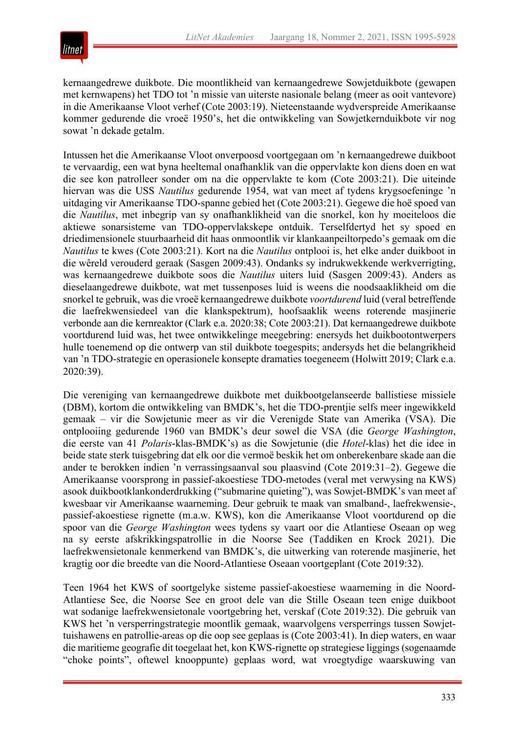kernaangedrewe duikbote. Die moontlikheid van kernaangedrewe Sowjetduikbote (gewapen met kernwapens) het TDO tot 'n missie van uiterste nasionale belang (meer as ooit vantevore) in die Amerikaanse Vloot verhef (Cote 2003:19). Nieteenstaande wydverspreide Amerikaanse kommer gedurende die vroeë 1950's, het die ontwikkeling van Sowjetkernduikbote vir nog sowat 'n dekade getalm.

Intussen het die Amerikaanse Vloot onverpoosd voortgegaan om 'n kernaangedrewe duikboot te vervaardig, een wat byna heeltemal onafhanklik van die oppervlakte kon diens doen en wat die see kon patrolleer sonder om na die oppervlakte te kom (Cote 2003:21). Die uiteinde hiervan was die USS *Nautilus* gedurende 1954, wat van meet af tydens krygsoefeninge 'n uitdaging vir Amerikaanse TDO-spanne gebied het (Cote 2003:21). Gegewe die hoë spoed van die *Nautilus*, met inbegrip van sy onafhanklikheid van die snorkel, kon hy moeiteloos die aktiewe sonarsisteme van TDO-oppervlakskepe ontduik. Terselfdertyd het sy spoed en driedimensionele stuurbaarheid dit haas onmoontlik vir klankaanpeiltorpedo's gemaak om die *Nautilus* te kwes (Cote 2003:21). Kort na die *Nautilus* ontplooi is, het elke ander duikboot in die wêreld verouderd geraak (Sasgen 2009:43). Ondanks sy indrukwekkende werkverrigting, was kernaangedrewe duikbote soos die *Nautilus* uiters luid (Sasgen 2009:43). Anders as dieselaangedrewe duikbote, wat met tussenposes luid is weens die noodsaaklikheid om die snorkel te gebruik, was die vroeë kernaangedrewe duikbote *voortdurend* luid (veral betreffende die laefrekwensiedeel van die klankspektrum), hoofsaaklik weens roterende masjinerie verbonde aan die kernreaktor (Clark e.a. 2020:38; Cote 2003:21). Dat kernaangedrewe duikbote voortdurend luid was, het twee ontwikkelinge meegebring: enersyds het duikbootontwerpers hulle toenemend op die ontwerp van stil duikbote toegespits; andersyds het die belangrikheid van 'n TDO-strategie en operasionele konsepte dramaties toegeneem (Holwitt 2019; Clark e.a. 2020:39).

Die vereniging van kernaangedrewe duikbote met duikbootgelanseerde ballistiese missiele (DBM), kortom die ontwikkeling van BMDK's, het die TDO-prentjie selfs meer ingewikkeld gemaak – vir die Sowjetunie meer as vir die Verenigde State van Amerika (VSA). Die ontplooiing gedurende 1960 van BMDK's deur sowel die VSA (die *George Washington*, die eerste van 41 *Polaris*-klas-BMDK's) as die Sowjetunie (die *Hotel*-klas) het die idee in beide state sterk tuisgebring dat elk oor die vermoë beskik het om onberekenbare skade aan die ander te berokken indien 'n verrassingsaanval sou plaasvind (Cote 2019:31–2). Gegewe die Amerikaanse voorsprong in passief-akoestiese TDO-metodes (veral met verwysing na KWS) asook duikbootklankonderdrukking ("submarine quieting"), was Sowjet-BMDK's van meet af kwesbaar vir Amerikaanse waarneming. Deur gebruik te maak van smalband-, laefrekwensie-, passief-akoestiese rignette (m.a.w. KWS), kon die Amerikaanse Vloot voortdurend op die spoor van die *George Washington* wees tydens sy vaart oor die Atlantiese Oseaan op weg na sy eerste afskrikkingspatrollie in die Noorse See (Taddiken en Krock 2021). Die laefrekwensietonale kenmerkend van BMDK's, die uitwerking van roterende masjinerie, het kragtig oor die breedte van die Noord-Atlantiese Oseaan voortgeplant (Cote 2019:32).

Teen 1964 het KWS of soortgelyke sisteme passief-akoestiese waarneming in die Noord-Atlantiese See, die Noorse See en groot dele van die Stille Oseaan teen enige duikboot wat sodanige laefrekwensietonale voortgebring het, verskaf (Cote 2019:32). Die gebruik van KWS het 'n versperringstrategie moontlik gemaak, waarvolgens versperrings tussen Sowjet-tuishawens en patrollie-areas op die oop see geplaas is (Cote 2003:41). In diep waters, en waar die maritieme geografie dit toegelaat het, kon KWS-rignette op strategiese liggings (sogenaamde "choke points", oftewel knooppunte) geplaas word, wat vroegtydige waarskuwing van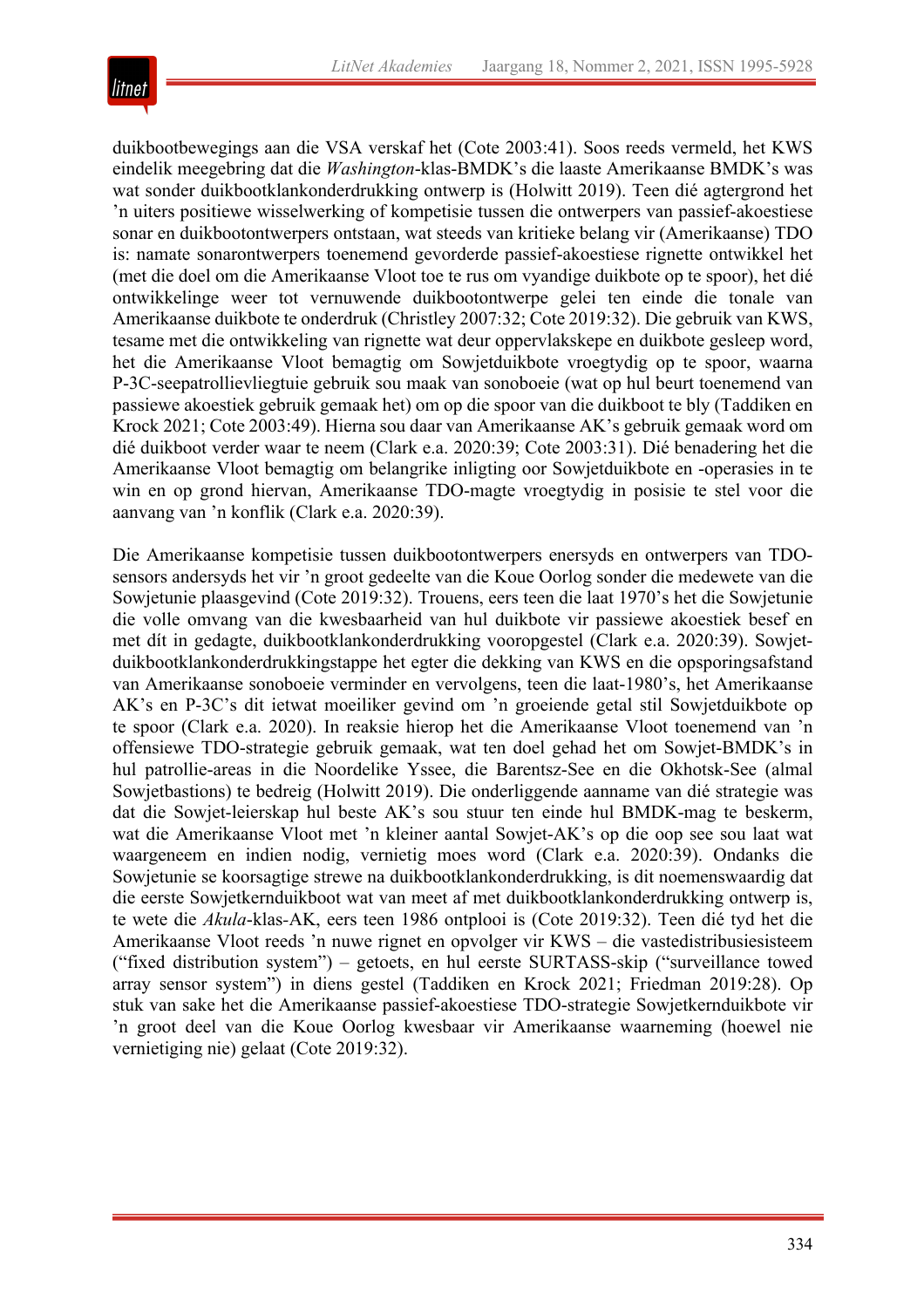duikbootbewegings aan die VSA verskaf het (Cote 2003:41). Soos reeds vermeld, het KWS eindelik meegebring dat die *Washington*-klas-BMDK's die laaste Amerikaanse BMDK's was wat sonder duikbootklankonderdrukking ontwerp is (Holwitt 2019). Teen dié agtergrond het 'n uiters positiewe wisselwerking of kompetisie tussen die ontwerpers van passief-akoestiese sonar en duikbootontwerpers ontstaan, wat steeds van kritieke belang vir (Amerikaanse) TDO is: namate sonarontwerpers toenemend gevorderde passief-akoestiese rignette ontwikkel het (met die doel om die Amerikaanse Vloot toe te rus om vyandige duikbote op te spoor), het dié ontwikkelinge weer tot vernuwende duikbootontwerpe gelei ten einde die tonale van Amerikaanse duikbote te onderdruk (Christley 2007:32; Cote 2019:32). Die gebruik van KWS, tesame met die ontwikkeling van rignette wat deur oppervlakskepe en duikbote gesleep word, het die Amerikaanse Vloot bemagtig om Sowjetduikbote vroegtydig op te spoor, waarna P-3C-seepatrollievliegtuie gebruik sou maak van sonoboeie (wat op hul beurt toenemend van passiewe akoestiek gebruik gemaak het) om op die spoor van die duikboot te bly (Taddiken en Krock 2021; Cote 2003:49). Hierna sou daar van Amerikaanse AK's gebruik gemaak word om dié duikboot verder waar te neem (Clark e.a. 2020:39; Cote 2003:31). Dié benadering het die Amerikaanse Vloot bemagtig om belangrike inligting oor Sowjetduikbote en -operasies in te win en op grond hiervan, Amerikaanse TDO-magte vroegtydig in posisie te stel voor die aanvang van 'n konflik (Clark e.a. 2020:39).

Die Amerikaanse kompetisie tussen duikbootontwerpers enersyds en ontwerpers van TDO-sensors andersyds het vir 'n groot gedeelte van die Koue Oorlog sonder die medewete van die Sowjetunie plaasgevind (Cote 2019:32). Trouens, eers teen die laat 1970's het die Sowjetunie die volle omvang van die kwesbaarheid van hul duikbote vir passiewe akoestiek besef en met dít in gedagte, duikbootklankonderdrukking vooropgestel (Clark e.a. 2020:39). Sowjet-duikbootklankonderdrukkingstappe het egter die dekking van KWS en die opsporingsafstand van Amerikaanse sonoboeie verminder en vervolgens, teen die laat-1980's, het Amerikaanse AK's en P-3C's dit ietwat moeiliker gevind om 'n groeiende getal stil Sowjetduikbote op te spoor (Clark e.a. 2020). In reaksie hierop het die Amerikaanse Vloot toenemend van 'n offensiewe TDO-strategie gebruik gemaak, wat ten doel gehad het om Sowjet-BMDK's in hul patrollie-areas in die Noordelike Yssee, die Barentsz-See en die Okhotsk-See (almal Sowjetbastions) te bedreig (Holwitt 2019). Die onderliggende aanname van dié strategie was dat die Sowjet-leierskap hul beste AK's sou stuur ten einde hul BMDK-mag te beskerm, wat die Amerikaanse Vloot met 'n kleiner aantal Sowjet-AK's op die oop see sou laat wat waargeneem en indien nodig, vernietig moes word (Clark e.a. 2020:39). Ondanks die Sowjetunie se koorsagtige strewe na duikbootklankonderdrukking, is dit noemenswaardig dat die eerste Sowjetkernduikboot wat van meet af met duikbootklankonderdrukking ontwerp is, te wete die *Akula*-klas-AK, eers teen 1986 ontplooi is (Cote 2019:32). Teen dié tyd het die Amerikaanse Vloot reeds 'n nuwe rignet en opvolger vir KWS – die vastedistribusiesisteem ("fixed distribution system") – getoets, en hul eerste SURTASS-skip ("surveillance towed array sensor system") in diens gestel (Taddiken en Krock 2021; Friedman 2019:28). Op stuk van sake het die Amerikaanse passief-akoestiese TDO-strategie Sowjetkernduikbote vir 'n groot deel van die Koue Oorlog kwesbaar vir Amerikaanse waarneming (hoewel nie vernietiging nie) gelaat (Cote 2019:32).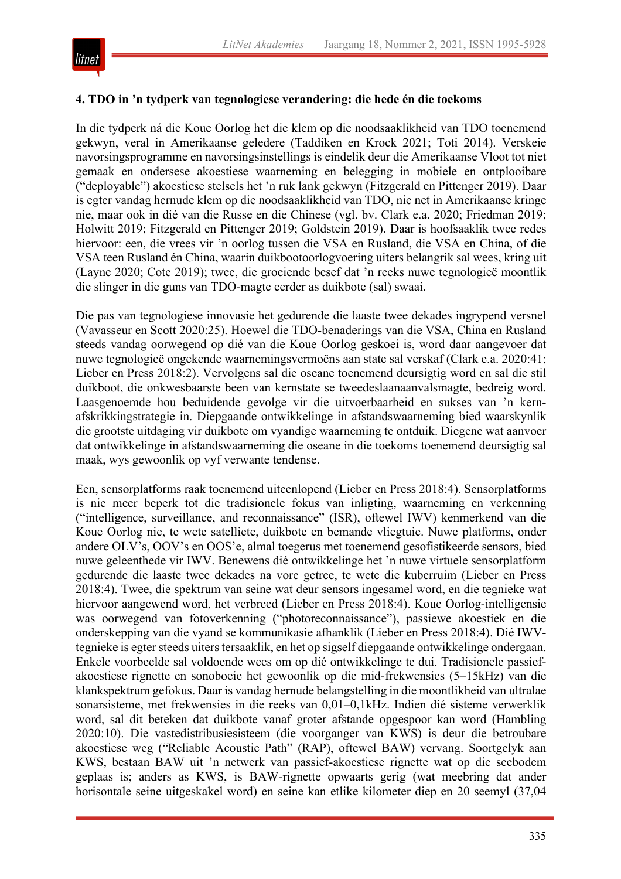### 4. TDO in 'n tydperk van tegnologiese verandering: die hede én die toekoms

In die tydperk ná die Koue Oorlog het die klem op die noodsaaklikheid van TDO toenemend gekwyn, veral in Amerikaanse geledere (Taddiken en Krock 2021; Toti 2014). Verskeie navorsingsprogramme en navorsingsinstellings is eindelik deur die Amerikaanse Vloot tot niet gemaak en ondersese akoestiese waarneming en belegging in mobiele en ontplooibare ("deployable") akoestiese stelsels het 'n ruk lank gekwyn (Fitzgerald en Pittenger 2019). Daar is egter vandag hernude klem op die noodsaaklikheid van TDO, nie net in Amerikaanse kringe nie, maar ook in dié van die Russe en die Chinese (vgl. bv. Clark e.a. 2020; Friedman 2019; Holwitt 2019; Fitzgerald en Pittenger 2019; Goldstein 2019). Daar is hoofsaaklik twee redes hiervoor: een, die vrees vir 'n oorlog tussen die VSA en Rusland, die VSA en China, of die VSA teen Rusland én China, waarin duikbootoorlogvoering uiters belangrik sal wees, kring uit (Layne 2020; Cote 2019); twee, die groeiende besef dat 'n reeks nuwe tegnologieë moontlik die slinger in die guns van TDO-magte eerder as duikbote (sal) swaai.

Die pas van tegnologiese innovasie het gedurende die laaste twee dekades ingrypend versnel (Vavasseur en Scott 2020:25). Hoewel die TDO-benaderings van die VSA, China en Rusland steeds vandag oorwegend op dié van die Koue Oorlog geskoei is, word daar aangevoer dat nuwe tegnologieë ongekende waarnemingsvermoëns aan state sal verskaf (Clark e.a. 2020:41; Lieber en Press 2018:2). Vervolgens sal die oseane toenemend deursigtig word en sal die stil duikboot, die onkwesbaarste been van kernstate se tweedeslaanaanvalsmagte, bedreig word. Laasgenoemde hou beduidende gevolge vir die uitvoerbaarheid en sukses van 'n kern-afskrikkingstrategie in. Diepgaande ontwikkelinge in afstandswaarneming bied waarskynlik die grootste uitdaging vir duikbote om vyandige waarneming te ontduik. Diegene wat aanvoer dat ontwikkelinge in afstandswaarneming die oseane in die toekoms toenemend deursigtig sal maak, wys gewoonlik op vyf verwante tendense.

Een, sensorplatforms raak toenemend uiteenlopend (Lieber en Press 2018:4). Sensorplatforms is nie meer beperk tot die tradisionele fokus van inligting, waarneming en verkenning ("intelligence, surveillance, and reconnaissance" (ISR), oftewel IWV) kenmerkend van die Koue Oorlog nie, te wete satelliete, duikbote en bemande vliegtuie. Nuwe platforms, onder andere OLV's, OOV's en OOS'e, almal toegerus met toenemend gesofistikeerde sensors, bied nuwe geleenthede vir IWV. Benewens dié ontwikkelinge het 'n nuwe virtuele sensorplatform gedurende die laaste twee dekades na vore getree, te wete die kuberruim (Lieber en Press 2018:4). Twee, die spektrum van seine wat deur sensors ingesamel word, en die tegnieke wat hiervoor aangewend word, het verbreed (Lieber en Press 2018:4). Koue Oorlog-intelligensie was oorwegend van fotoverkenning ("photoreconnaissance"), passiewe akoestiek en die onderskepping van die vyand se kommunikasie afhanklik (Lieber en Press 2018:4). Dié IWV-tegnieke is egter steeds uiters tersaaklik, en het op sigself diepgaande ontwikkelinge ondergaan. Enkele voorbeelde sal voldoende wees om op dié ontwikkelinge te dui. Tradisionele passief-akoestiese rignette en sonoboeie het gewoonlik op die mid-frekwensies (5–15kHz) van die klankspektrum gefokus. Daar is vandag hernude belangstelling in die moontlikheid van ultralae sonarsisteme, met frekwensies in die reeks van 0,01–0,1kHz. Indien dié sisteme verwerklik word, sal dit beteken dat duikbote vanaf groter afstande opgespoor kan word (Hambling 2020:10). Die vastedistribusiesisteem (die voorganger van KWS) is deur die betroubare akoestiese weg ("Reliable Acoustic Path" (RAP), oftewel BAW) vervang. Soortgelyk aan KWS, bestaan BAW uit 'n netwerk van passief-akoestiese rignette wat op die seebodem geplaas is; anders as KWS, is BAW-rignette opwaarts gerig (wat meebring dat ander horisontale seine uitgeskakel word) en seine kan etlike kilometer diep en 20 seemyl (37,04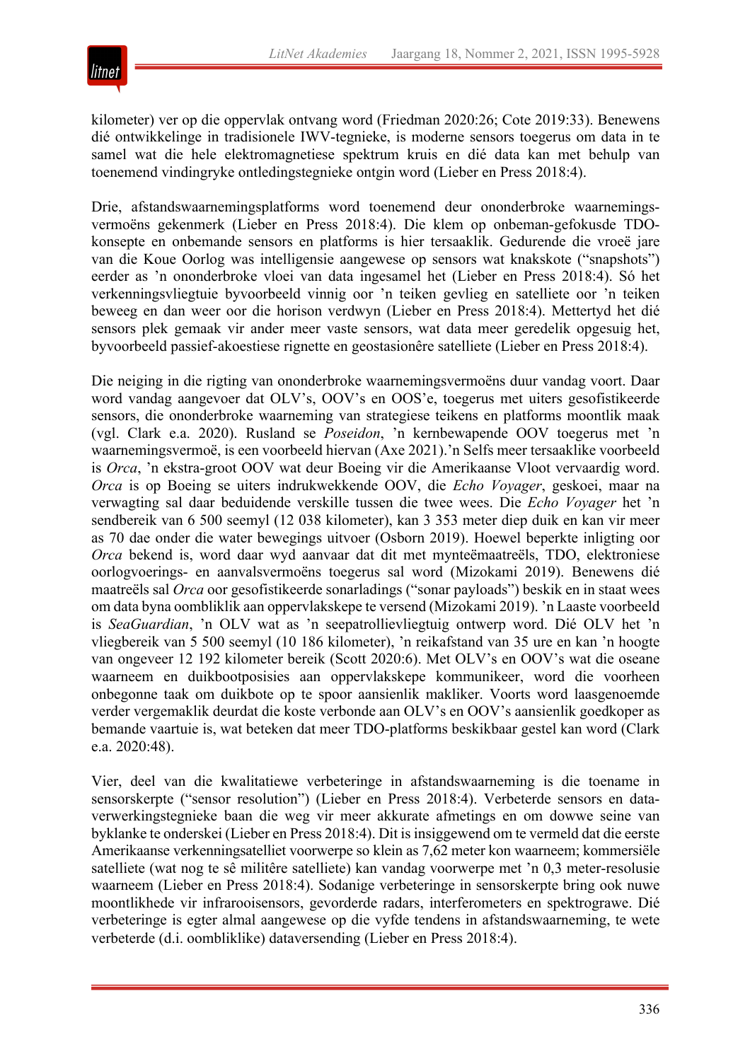kilometer) ver op die oppervlak ontvang word (Friedman 2020:26; Cote 2019:33). Benewens dié ontwikkelinge in tradisionele IWV-tegnieke, is moderne sensors toegerus om data in te samel wat die hele elektromagnetiese spektrum kruis en dié data kan met behulp van toenemend vindingryke ontledingstegnieke ontgin word (Lieber en Press 2018:4).

Drie, afstandswaarnemingsplatforms word toenemend deur ononderbroke waarnemings­vermoëns gekenmerk (Lieber en Press 2018:4). Die klem op onbeman-gefokusde TDO-konsepte en onbemande sensors en platforms is hier tersaaklik. Gedurende die vroeë jare van die Koue Oorlog was intelligensie aangewese op sensors wat knakskote ("snapshots") eerder as 'n ononderbroke vloei van data ingesamel het (Lieber en Press 2018:4). Só het verkenningsvliegtuie byvoorbeeld vinnig oor 'n teiken gevlieg en satelliete oor 'n teiken beweeg en dan weer oor die horison verdwyn (Lieber en Press 2018:4). Mettertyd het dié sensors plek gemaak vir ander meer vaste sensors, wat data meer geredelik opgesuig het, byvoorbeeld passief-akoestiese rignette en geostasionêre satelliete (Lieber en Press 2018:4).

Die neiging in die rigting van ononderbroke waarnemingsvermoëns duur vandag voort. Daar word vandag aangevoer dat OLV's, OOV's en OOS'e, toegerus met uiters gesofistikeerde sensors, die ononderbroke waarneming van strategiese teikens en platforms moontlik maak (vgl. Clark e.a. 2020). Rusland se *Poseidon*, 'n kernbewapende OOV toegerus met 'n waarnemingsvermoë, is een voorbeeld hiervan (Axe 2021).'n Selfs meer tersaaklike voorbeeld is *Orca*, 'n ekstra-groot OOV wat deur Boeing vir die Amerikaanse Vloot vervaardig word. *Orca* is op Boeing se uiters indrukwekkende OOV, die *Echo Voyager*, geskoei, maar na verwagting sal daar beduidende verskille tussen die twee wees. Die *Echo Voyager* het 'n sendbereik van 6 500 seemyl (12 038 kilometer), kan 3 353 meter diep duik en kan vir meer as 70 dae onder die water bewegings uitvoer (Osborn 2019). Hoewel beperkte inligting oor *Orca* bekend is, word daar wyd aanvaar dat dit met mynteëmaatreëls, TDO, elektroniese oorlogvoerings- en aanvalsvermoëns toegerus sal word (Mizokami 2019). Benewens dié maatreëls sal *Orca* oor gesofistikeerde sonarladings ("sonar payloads") beskik en in staat wees om data byna oombliklik aan oppervlakskepe te versend (Mizokami 2019). 'n Laaste voorbeeld is *SeaGuardian*, 'n OLV wat as 'n seepatrollievliegtuig ontwerp word. Dié OLV het 'n vliegbereik van 5 500 seemyl (10 186 kilometer), 'n reikafstand van 35 ure en kan 'n hoogte van ongeveer 12 192 kilometer bereik (Scott 2020:6). Met OLV's en OOV's wat die oseane waarneem en duikbootposisies aan oppervlakskepe kommunikeer, word die voorheen onbegonne taak om duikbote op te spoor aansienlik makliker. Voorts word laasgenoemde verder vergemaklik deurdat die koste verbonde aan OLV's en OOV's aansienlik goedkoper as bemande vaartuie is, wat beteken dat meer TDO-platforms beskikbaar gestel kan word (Clark e.a. 2020:48).

Vier, deel van die kwalitatiewe verbeteringe in afstandswaarneming is die toename in sensorskerpte ("sensor resolution") (Lieber en Press 2018:4). Verbeterde sensors en data­verwerkingstegnieke baan die weg vir meer akkurate afmetings en om dowwe seine van byklanke te onderskei (Lieber en Press 2018:4). Dit is insiggewend om te vermeld dat die eerste Amerikaanse verkenningsatelliet voorwerpe so klein as 7,62 meter kon waarneem; kommersiële satelliete (wat nog te sê militêre satelliete) kan vandag voorwerpe met 'n 0,3 meter-resolusie waarneem (Lieber en Press 2018:4). Sodanige verbeteringe in sensorskerpte bring ook nuwe moontlikhede vir infrarooisensors, gevorderde radars, interferometers en spektrograwe. Dié verbeteringe is egter almal aangewese op die vyfde tendens in afstandswaarneming, te wete verbeterde (d.i. oombliklike) dataversending (Lieber en Press 2018:4).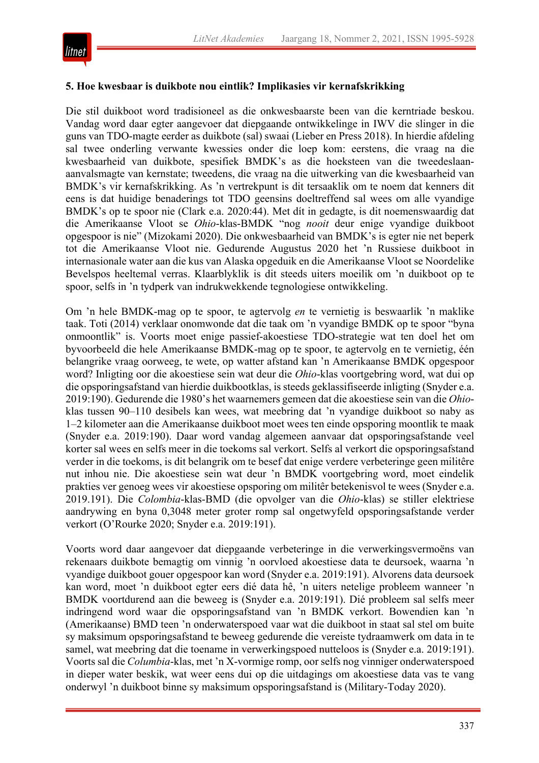**5. Hoe kwesbaar is duikbote nou eintlik? Implikasies vir kernafskrikking**

Die stil duikboot word tradisioneel as die onkwesbaarste been van die kerntriade beskou. Vandag word daar egter aangevoer dat diepgaande ontwikkelinge in IWV die slinger in die guns van TDO-magte eerder as duikbote (sal) swaai (Lieber en Press 2018). In hierdie afdeling sal twee onderling verwante kwessies onder die loep kom: eerstens, die vraag na die kwesbaarheid van duikbote, spesifiek BMDK's as die hoeksteen van die tweedeslaan-aanvalsmagte van kernstate; tweedens, die vraag na die uitwerking van die kwesbaarheid van BMDK's vir kernafskrikking. As 'n vertrekpunt is dit tersaaklik om te noem dat kenners dit eens is dat huidige benaderings tot TDO geensins doeltreffend sal wees om alle vyandige BMDK's op te spoor nie (Clark e.a. 2020:44). Met dít in gedagte, is dit noemenswaardig dat die Amerikaanse Vloot se *Ohio*-klas-BMDK "nog *nooit* deur enige vyandige duikboot opgespoor is nie" (Mizokami 2020). Die onkwesbaarheid van BMDK's is egter nie net beperk tot die Amerikaanse Vloot nie. Gedurende Augustus 2020 het 'n Russiese duikboot in internasionale water aan die kus van Alaska opgeduik en die Amerikaanse Vloot se Noordelike Bevelspos heeltemal verras. Klaarblyklik is dit steeds uiters moeilik om 'n duikboot op te spoor, selfs in 'n tydperk van indrukwekkende tegnologiese ontwikkeling.

Om 'n hele BMDK-mag op te spoor, te agtervolg *en* te vernietig is beswaarlik 'n maklike taak. Toti (2014) verklaar onomwonde dat die taak om 'n vyandige BMDK op te spoor "byna onmoontlik" is. Voorts moet enige passief-akoestiese TDO-strategie wat ten doel het om byvoorbeeld die hele Amerikaanse BMDK-mag op te spoor, te agtervolg en te vernietig, één belangrike vraag oorweeg, te wete, op watter afstand kan 'n Amerikaanse BMDK opgespoor word? Inligting oor die akoestiese sein wat deur die *Ohio*-klas voortgebring word, wat dui op die opsporingsafstand van hierdie duikbootklas, is steeds geklassifiseerde inligting (Snyder e.a. 2019:190). Gedurende die 1980's het waarnemers gemeen dat die akoestiese sein van die *Ohio*-klas tussen 90–110 desibels kan wees, wat meebring dat 'n vyandige duikboot so naby as 1–2 kilometer aan die Amerikaanse duikboot moet wees ten einde opsporing moontlik te maak (Snyder e.a. 2019:190). Daar word vandag algemeen aanvaar dat opsporingsafstande veel korter sal wees en selfs meer in die toekoms sal verkort. Selfs al verkort die opsporingsafstand verder in die toekoms, is dit belangrik om te besef dat enige verdere verbeteringe geen militêre nut inhou nie. Die akoestiese sein wat deur 'n BMDK voortgebring word, moet eindelik prakties ver genoeg wees vir akoestiese opsporing om militêr betekenisvol te wees (Snyder e.a. 2019.191). Die *Colombia*-klas-BMD (die opvolger van die *Ohio*-klas) se stiller elektriese aandrywing en byna 0,3048 meter groter romp sal ongetwyfeld opsporingsafstande verder verkort (O'Rourke 2020; Snyder e.a. 2019:191).

Voorts word daar aangevoer dat diepgaande verbeteringe in die verwerkingsvermoëns van rekenaars duikbote bemagtig om vinnig 'n oorvloed akoestiese data te deursoek, waarna 'n vyandige duikboot gouer opgespoor kan word (Snyder e.a. 2019:191). Alvorens data deursoek kan word, moet 'n duikboot egter eers dié data hê, 'n uiters netelige probleem wanneer 'n BMDK voortdurend aan die beweeg is (Snyder e.a. 2019:191). Dié probleem sal selfs meer indringend word waar die opsporingsafstand van 'n BMDK verkort. Bowendien kan 'n (Amerikaanse) BMD teen 'n onderwaterspoed vaar wat die duikboot in staat sal stel om buite sy maksimum opsporingsafstand te beweeg gedurende die vereiste tydraamwerk om data in te samel, wat meebring dat die toename in verwerkingspoed nutteloos is (Snyder e.a. 2019:191). Voorts sal die *Columbia*-klas, met 'n X-vormige romp, oor selfs nog vinniger onderwaterspoed in dieper water beskik, wat weer eens dui op die uitdagings om akoestiese data vas te vang onderwyl 'n duikboot binne sy maksimum opsporingsafstand is (Military-Today 2020).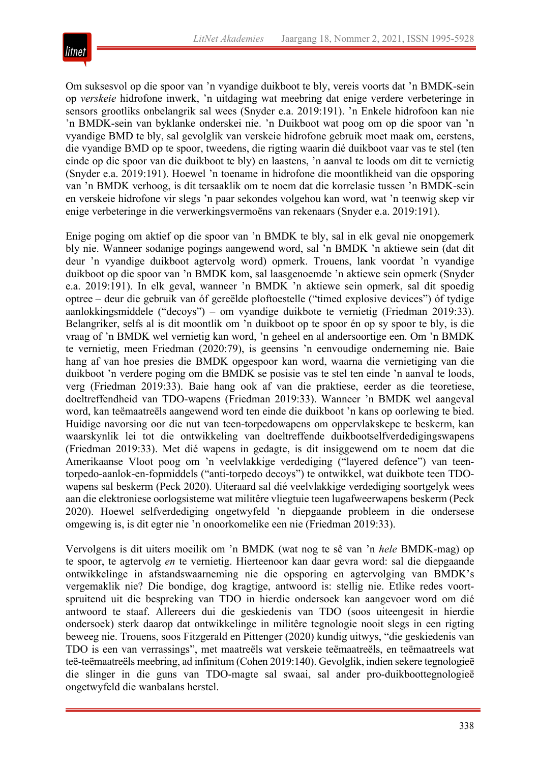Om suksesvol op die spoor van ’n vyandige duikboot te bly, vereis voorts dat ’n BMDK-sein op *verskeie* hidrofone inwerk, ’n uitdaging wat meebring dat enige verdere verbeteringe in sensors grootliks onbelangrik sal wees (Snyder e.a. 2019:191). ’n Enkele hidrofoon kan nie ’n BMDK-sein van byklanke onderskei nie. ’n Duikboot wat poog om op die spoor van ’n vyandige BMD te bly, sal gevolglik van verskeie hidrofone gebruik moet maak om, eerstens, die vyandige BMD op te spoor, tweedens, die rigting waarin dié duikboot vaar vas te stel (ten einde op die spoor van die duikboot te bly) en laastens, ’n aanval te loods om dit te vernietig (Snyder e.a. 2019:191). Hoewel ’n toename in hidrofone die moontlikheid van die opsporing van ’n BMDK verhoog, is dit tersaaklik om te noem dat die korrelasie tussen ’n BMDK-sein en verskeie hidrofone vir slegs ’n paar sekondes volgehou kan word, wat ’n teenwig skep vir enige verbeteringe in die verwerkingsvermoëns van rekenaars (Snyder e.a. 2019:191).

Enige poging om aktief op die spoor van ’n BMDK te bly, sal in elk geval nie onopgemerk bly nie. Wanneer sodanige pogings aangewend word, sal ’n BMDK ’n aktiewe sein (dat dit deur ’n vyandige duikboot agtervolg word) opmerk. Trouens, lank voordat ’n vyandige duikboot op die spoor van ’n BMDK kom, sal laasgenoemde ’n aktiewe sein opmerk (Snyder e.a. 2019:191). In elk geval, wanneer ’n BMDK ’n aktiewe sein opmerk, sal dit spoedig optree – deur die gebruik van óf gereëlde ploftoestelle (“timed explosive devices”) óf tydige aanlokkingsmiddele (“decoys”) – om vyandige duikbote te vernietig (Friedman 2019:33). Belangriker, selfs al is dit moontlik om ’n duikboot op te spoor én op sy spoor te bly, is die vraag of ’n BMDK wel vernietig kan word, ’n geheel en al andersoortige een. Om ’n BMDK te vernietig, meen Friedman (2020:79), is geensins ’n eenvoudige onderneming nie. Baie hang af van hoe presies die BMDK opgespoor kan word, waarna die vernietiging van die duikboot ’n verdere poging om die BMDK se posisie vas te stel ten einde ’n aanval te loods, verg (Friedman 2019:33). Baie hang ook af van die praktiese, eerder as die teoretiese, doeltreffendheid van TDO-wapens (Friedman 2019:33). Wanneer ’n BMDK wel aangeval word, kan teëmaatreëls aangewend word ten einde die duikboot ’n kans op oorlewing te bied. Huidige navorsing oor die nut van teen-torpedowapens om oppervlakskepe te beskerm, kan waarskynlik lei tot die ontwikkeling van doeltreffende duikbootselfverdedigingswapens (Friedman 2019:33). Met dié wapens in gedagte, is dit insiggewend om te noem dat die Amerikaanse Vloot poog om ’n veelvlakkige verdediging (“layered defence”) van teen-torpedo-aanlok-en-fopmiddels (“anti-torpedo decoys”) te ontwikkel, wat duikbote teen TDO-wapens sal beskerm (Peck 2020). Uiteraard sal dié veelvlakkige verdediging soortgelyk wees aan die elektroniese oorlogsisteme wat militêre vliegtuie teen lugafweerwapens beskerm (Peck 2020). Hoewel selfverdediging ongetwyfeld ’n diepgaande probleem in die ondersese omgewing is, is dit egter nie ’n onoorkomelike een nie (Friedman 2019:33).

Vervolgens is dit uiters moeilik om ’n BMDK (wat nog te sê van ’n *hele* BMDK-mag) op te spoor, te agtervolg *en* te vernietig. Hierteenoor kan daar gevra word: sal die diepgaande ontwikkelinge in afstandswaarneming nie die opsporing en agtervolging van BMDK’s vergemaklik nie? Die bondige, dog kragtige, antwoord is: stellig nie. Etlike redes voortspruitend uit die bespreking van TDO in hierdie ondersoek kan aangevoer word om dié antwoord te staaf. Allereers dui die geskiedenis van TDO (soos uiteengesit in hierdie ondersoek) sterk daarop dat ontwikkelinge in militêre tegnologie nooit slegs in een rigting beweeg nie. Trouens, soos Fitzgerald en Pittenger (2020) kundig uitwys, “die geskiedenis van TDO is een van verrassings”, met maatreëls wat verskeie teëmaatreëls, en teëmaatreels wat teë-teëmaatreëls meebring, ad infinitum (Cohen 2019:140). Gevolglik, indien sekere tegnologieë die slinger in die guns van TDO-magte sal swaai, sal ander pro-duikboottegnologieë ongetwyfeld die wanbalans herstel.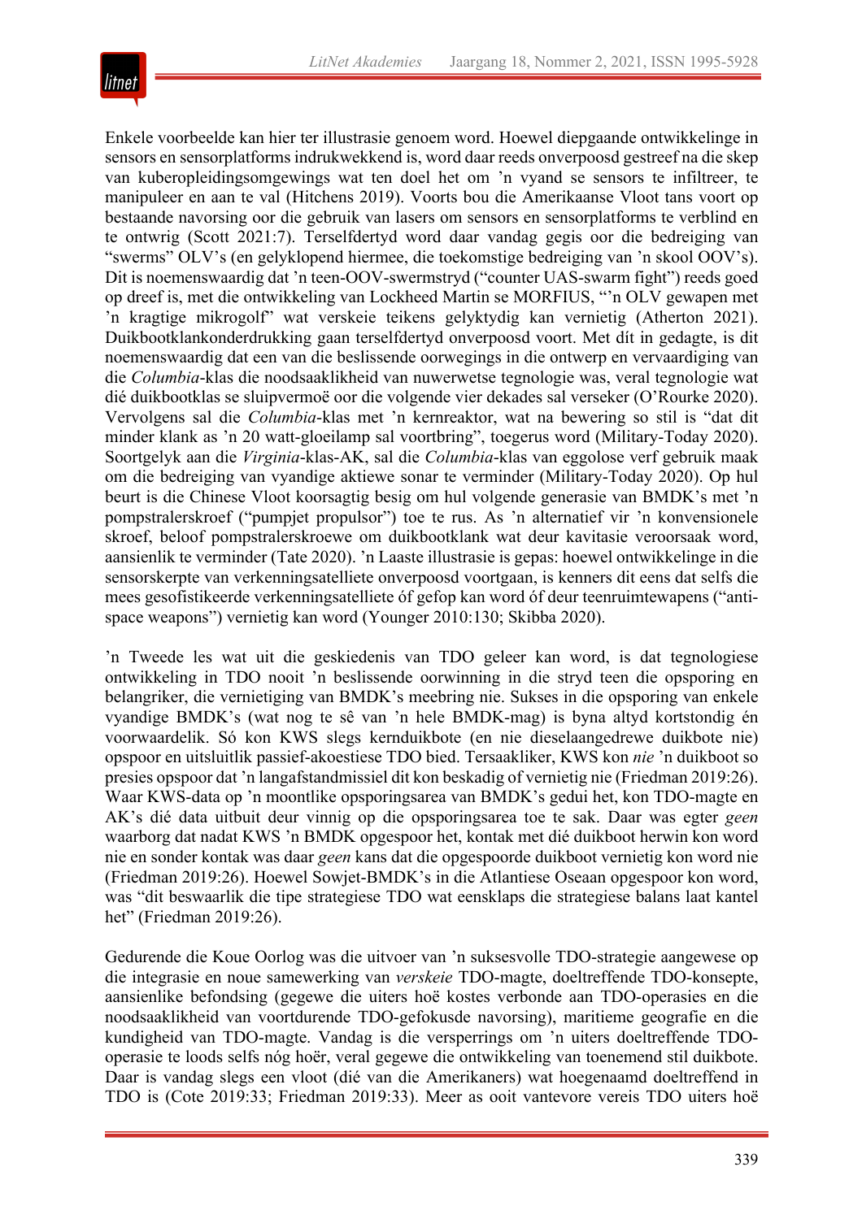Enkele voorbeelde kan hier ter illustrasie genoem word. Hoewel diepgaande ontwikkelinge in sensors en sensorplatforms indrukwekkend is, word daar reeds onverpoosd gestreef na die skep van kuberopleidingsomgewings wat ten doel het om ’n vyand se sensors te infiltreer, te manipuleer en aan te val (Hitchens 2019). Voorts bou die Amerikaanse Vloot tans voort op bestaande navorsing oor die gebruik van lasers om sensors en sensorplatforms te verblind en te ontwrig (Scott 2021:7). Terselfdertyd word daar vandag gegis oor die bedreiging van “swerms” OLV’s (en gelyklopend hiermee, die toekomstige bedreiging van ’n skool OOV’s). Dit is noemenswaardig dat ’n teen-OOV-swermstryd (“counter UAS-swarm fight”) reeds goed op dreef is, met die ontwikkeling van Lockheed Martin se MORFIUS, “’n OLV gewapen met ’n kragtige mikrogolf” wat verskeie teikens gelyktydig kan vernietig (Atherton 2021). Duikbootklankonderdrukking gaan terselfdertyd onverpoosd voort. Met dít in gedagte, is dit noemenswaardig dat een van die beslissende oorwegings in die ontwerp en vervaardiging van die *Columbia*-klas die noodsaaklikheid van nuwerwetse tegnologie was, veral tegnologie wat dié duikbootklas se sluipvermoë oor die volgende vier dekades sal verseker (O’Rourke 2020). Vervolgens sal die *Columbia*-klas met ’n kernreaktor, wat na bewering so stil is “dat dit minder klank as ’n 20 watt-gloeilamp sal voortbring”, toegerus word (Military-Today 2020). Soortgelyk aan die *Virginia*-klas-AK, sal die *Columbia*-klas van eggolose verf gebruik maak om die bedreiging van vyandige aktiewe sonar te verminder (Military-Today 2020). Op hul beurt is die Chinese Vloot koorsagtig besig om hul volgende generasie van BMDK’s met ’n pompstralerskroef (“pumpjet propulsor”) toe te rus. As ’n alternatief vir ’n konvensionele skroef, beloof pompstralerskroewe om duikbootklank wat deur kavitasie veroorsaak word, aansienlik te verminder (Tate 2020). ’n Laaste illustrasie is gepas: hoewel ontwikkelinge in die sensorskerpte van verkenningsatelliete onverpoosd voortgaan, is kenners dit eens dat selfs die mees gesofistikeerde verkenningsatelliete óf gefop kan word óf deur teenruimtewapens (“anti-space weapons”) vernietig kan word (Younger 2010:130; Skibba 2020).

’n Tweede les wat uit die geskiedenis van TDO geleer kan word, is dat tegnologiese ontwikkeling in TDO nooit ’n beslissende oorwinning in die stryd teen die opsporing en belangriker, die vernietiging van BMDK’s meebring nie. Sukses in die opsporing van enkele vyandige BMDK’s (wat nog te sê van ’n hele BMDK-mag) is byna altyd kortstondig én voorwaardelik. Só kon KWS slegs kernduikbote (en nie dieselaangedrewe duikbote nie) opspoor en uitsluitlik passief-akoestiese TDO bied. Tersaakliker, KWS kon *nie* ’n duikboot so presies opspoor dat ’n langafstandmissiel dit kon beskadig of vernietig nie (Friedman 2019:26). Waar KWS-data op ’n moontlike opsporingsarea van BMDK’s gedui het, kon TDO-magte en AK’s dié data uitbuit deur vinnig op die opsporingsarea toe te sak. Daar was egter *geen* waarborg dat nadat KWS ’n BMDK opgespoor het, kontak met dié duikboot herwin kon word nie en sonder kontak was daar *geen* kans dat die opgespoorde duikboot vernietig kon word nie (Friedman 2019:26). Hoewel Sowjet-BMDK’s in die Atlantiese Oseaan opgespoor kon word, was “dit beswaarlik die tipe strategiese TDO wat eensklaps die strategiese balans laat kantel het” (Friedman 2019:26).

Gedurende die Koue Oorlog was die uitvoer van ’n suksesvolle TDO-strategie aangewese op die integrasie en noue samewerking van *verskeie* TDO-magte, doeltreffende TDO-konsepte, aansienlike befondsing (gegewe die uiters hoë kostes verbonde aan TDO-operasies en die noodsaaklikheid van voortdurende TDO-gefokusde navorsing), maritieme geografie en die kundigheid van TDO-magte. Vandag is die versperrings om ’n uiters doeltreffende TDO-operasie te loods selfs nóg hoër, veral gegewe die ontwikkeling van toenemend stil duikbote. Daar is vandag slegs een vloot (dié van die Amerikaners) wat hoegenaamd doeltreffend in TDO is (Cote 2019:33; Friedman 2019:33). Meer as ooit vantevore vereis TDO uiters hoë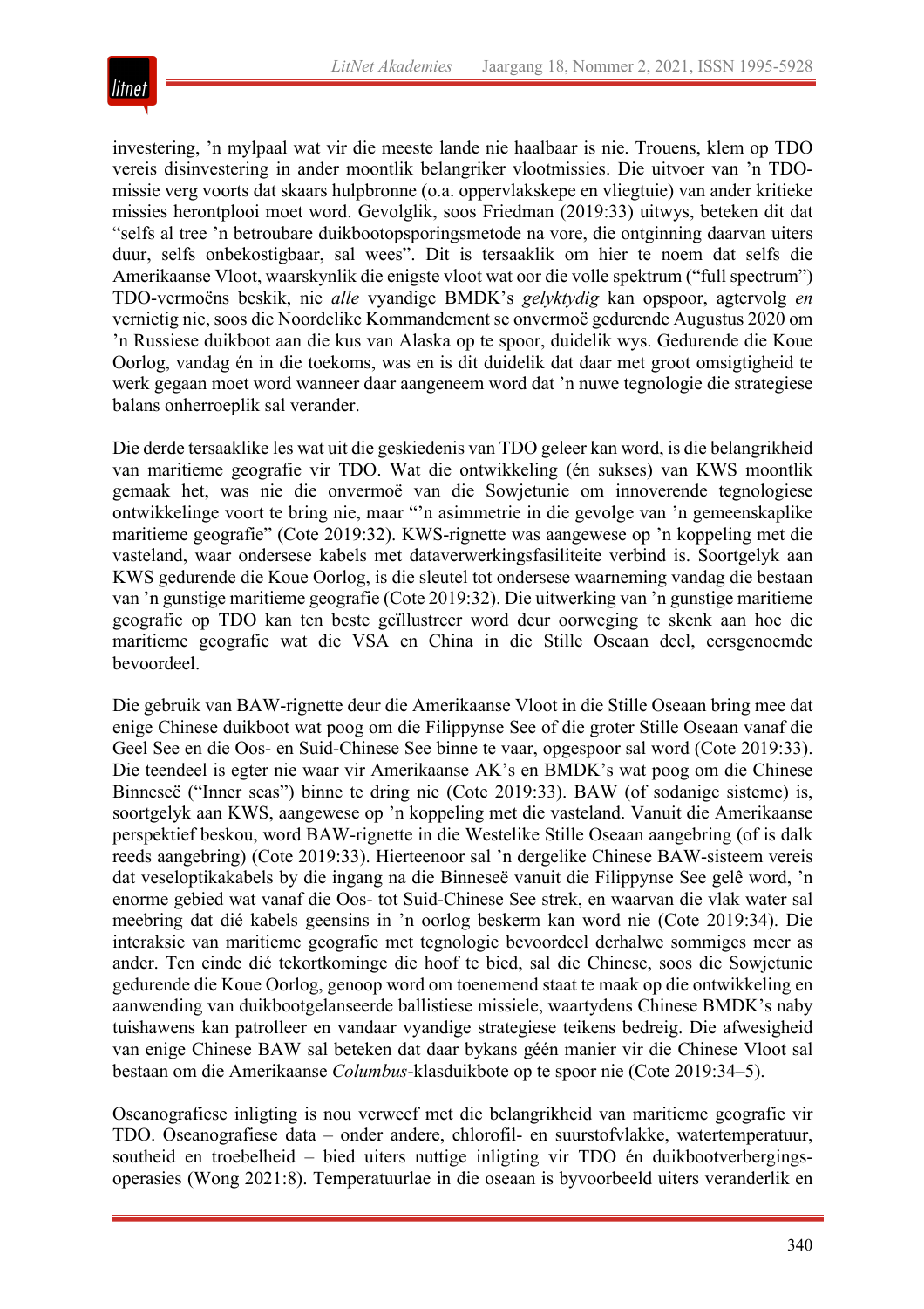investering, ’n mylpaal wat vir die meeste lande nie haalbaar is nie. Trouens, klem op TDO vereis disinvestering in ander moontlik belangriker vlootmissies. Die uitvoer van ’n TDO-missie verg voorts dat skaars hulpbronne (o.a. oppervlakskepe en vliegtuie) van ander kritieke missies herontplooi moet word. Gevolglik, soos Friedman (2019:33) uitwys, beteken dit dat “selfs al tree ’n betroubare duikbootopsporingsmetode na vore, die ontginning daarvan uiters duur, selfs onbekostigbaar, sal wees”. Dit is tersaaklik om hier te noem dat selfs die Amerikaanse Vloot, waarskynlik die enigste vloot wat oor die volle spektrum (“full spectrum”) TDO-vermoëns beskik, nie *alle* vyandige BMDK’s *gelyktydig* kan opspoor, agtervolg *en* vernietig nie, soos die Noordelike Kommandement se onvermoë gedurende Augustus 2020 om ’n Russiese duikboot aan die kus van Alaska op te spoor, duidelik wys. Gedurende die Koue Oorlog, vandag én in die toekoms, was en is dit duidelik dat daar met groot omsigtigheid te werk gegaan moet word wanneer daar aangeneem word dat ’n nuwe tegnologie die strategiese balans onherroeplik sal verander.

Die derde tersaaklike les wat uit die geskiedenis van TDO geleer kan word, is die belangrikheid van maritieme geografie vir TDO. Wat die ontwikkeling (én sukses) van KWS moontlik gemaak het, was nie die onvermoë van die Sowjetunie om innoverende tegnologiese ontwikkelinge voort te bring nie, maar “’n asimmetrie in die gevolge van ’n gemeenskaplike maritieme geografie” (Cote 2019:32). KWS-rignette was aangewese op ’n koppeling met die vasteland, waar ondersese kabels met dataverwerkingsfasiliteite verbind is. Soortgelyk aan KWS gedurende die Koue Oorlog, is die sleutel tot ondersese waarneming vandag die bestaan van ’n gunstige maritieme geografie (Cote 2019:32). Die uitwerking van ’n gunstige maritieme geografie op TDO kan ten beste geïllustreer word deur oorweging te skenk aan hoe die maritieme geografie wat die VSA en China in die Stille Oseaan deel, eersgenoemde bevoordeel.

Die gebruik van BAW-rignette deur die Amerikaanse Vloot in die Stille Oseaan bring mee dat enige Chinese duikboot wat poog om die Filippynse See of die groter Stille Oseaan vanaf die Geel See en die Oos- en Suid-Chinese See binne te vaar, opgespoor sal word (Cote 2019:33). Die teendeel is egter nie waar vir Amerikaanse AK’s en BMDK’s wat poog om die Chinese Binneseë (“Inner seas”) binne te dring nie (Cote 2019:33). BAW (of sodanige sisteme) is, soortgelyk aan KWS, aangewese op ’n koppeling met die vasteland. Vanuit die Amerikaanse perspektief beskou, word BAW-rignette in die Westelike Stille Oseaan aangebring (of is dalk reeds aangebring) (Cote 2019:33). Hierteenoor sal ’n dergelike Chinese BAW-sisteem vereis dat veseloptikakabels by die ingang na die Binneseë vanuit die Filippynse See gelê word, ’n enorme gebied wat vanaf die Oos- tot Suid-Chinese See strek, en waarvan die vlak water sal meebring dat dié kabels geensins in ’n oorlog beskerm kan word nie (Cote 2019:34). Die interaksie van maritieme geografie met tegnologie bevoordeel derhalwe sommiges meer as ander. Ten einde dié tekortkominge die hoof te bied, sal die Chinese, soos die Sowjetunie gedurende die Koue Oorlog, genoop word om toenemend staat te maak op die ontwikkeling en aanwending van duikbootgelanseerde ballistiese missiele, waartydens Chinese BMDK’s naby tuishawens kan patrolleer en vandaar vyandige strategiese teikens bedreig. Die afwesigheid van enige Chinese BAW sal beteken dat daar bykans géén manier vir die Chinese Vloot sal bestaan om die Amerikaanse *Columbus*-klasduikbote op te spoor nie (Cote 2019:34–5).

Oseanografiese inligting is nou verweef met die belangrikheid van maritieme geografie vir TDO. Oseanografiese data – onder andere, chlorofil- en suurstofvlakke, watertemperatuur, southeid en troebelheid – bied uiters nuttige inligting vir TDO én duikbootverbergingsoperasies (Wong 2021:8). Temperatuurlae in die oseaan is byvoorbeeld uiters veranderlik en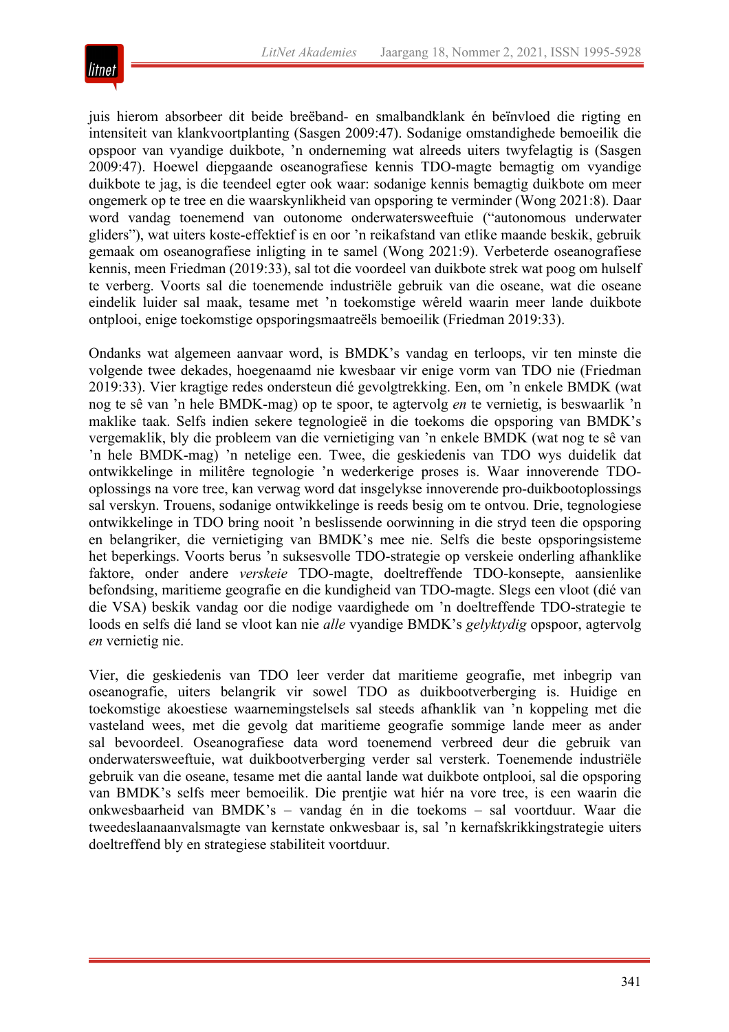juis hierom absorbeer dit beide breëband- en smalbandklank én beïnvloed die rigting en intensiteit van klankvoortplanting (Sasgen 2009:47). Sodanige omstandighede bemoeilik die opspoor van vyandige duikbote, 'n onderneming wat alreeds uiters twyfelagtig is (Sasgen 2009:47). Hoewel diepgaande oseanografiese kennis TDO-magte bemagtig om vyandige duikbote te jag, is die teendeel egter ook waar: sodanige kennis bemagtig duikbote om meer ongemerk op te tree en die waarskynlikheid van opsporing te verminder (Wong 2021:8). Daar word vandag toenemend van outonome onderwatersweeftuie ("autonomous underwater gliders"), wat uiters koste-effektief is en oor 'n reikafstand van etlike maande beskik, gebruik gemaak om oseanografiese inligting in te samel (Wong 2021:9). Verbeterde oseanografiese kennis, meen Friedman (2019:33), sal tot die voordeel van duikbote strek wat poog om hulself te verberg. Voorts sal die toenemende industriële gebruik van die oseane, wat die oseane eindelik luider sal maak, tesame met 'n toekomstige wêreld waarin meer lande duikbote ontplooi, enige toekomstige opsporingsmaatreëls bemoeilik (Friedman 2019:33).

Ondanks wat algemeen aanvaar word, is BMDK's vandag en terloops, vir ten minste die volgende twee dekades, hoegenaamd nie kwesbaar vir enige vorm van TDO nie (Friedman 2019:33). Vier kragtige redes ondersteun dié gevolgtrekking. Een, om 'n enkele BMDK (wat nog te sê van 'n hele BMDK-mag) op te spoor, te agtervolg *en* te vernietig, is beswaarlik 'n maklike taak. Selfs indien sekere tegnologieë in die toekoms die opsporing van BMDK's vergemaklik, bly die probleem van die vernietiging van 'n enkele BMDK (wat nog te sê van 'n hele BMDK-mag) 'n netelige een. Twee, die geskiedenis van TDO wys duidelik dat ontwikkelinge in militêre tegnologie 'n wederkerige proses is. Waar innoverende TDO-oplossings na vore tree, kan verwag word dat insgelykse innoverende pro-duikbootoplossings sal verskyn. Trouens, sodanige ontwikkelinge is reeds besig om te ontvou. Drie, tegnologiese ontwikkelinge in TDO bring nooit 'n beslissende oorwinning in die stryd teen die opsporing en belangriker, die vernietiging van BMDK's mee nie. Selfs die beste opsporingsisteme het beperkings. Voorts berus 'n suksesvolle TDO-strategie op verskeie onderling afhanklike faktore, onder andere *verskeie* TDO-magte, doeltreffende TDO-konsepte, aansienlike befondsing, maritieme geografie en die kundigheid van TDO-magte. Slegs een vloot (dié van die VSA) beskik vandag oor die nodige vaardighede om 'n doeltreffende TDO-strategie te loods en selfs dié land se vloot kan nie *alle* vyandige BMDK's *gelyktydig* opspoor, agtervolg *en* vernietig nie.

Vier, die geskiedenis van TDO leer verder dat maritieme geografie, met inbegrip van oseanografie, uiters belangrik vir sowel TDO as duikbootverberging is. Huidige en toekomstige akoestiese waarnemingstelsels sal steeds afhanklik van 'n koppeling met die vasteland wees, met die gevolg dat maritieme geografie sommige lande meer as ander sal bevoordeel. Oseanografiese data word toenemend verbreed deur die gebruik van onderwatersweeftuie, wat duikbootverberging verder sal versterk. Toenemende industriële gebruik van die oseane, tesame met die aantal lande wat duikbote ontplooi, sal die opsporing van BMDK's selfs meer bemoeilik. Die prentjie wat hiér na vore tree, is een waarin die onkwesbaarheid van BMDK's – vandag én in die toekoms – sal voortduur. Waar die tweedeslaanaanvalsmagte van kernstate onkwesbaar is, sal 'n kernafskrikkingstrategie uiters doeltreffend bly en strategiese stabiliteit voortduur.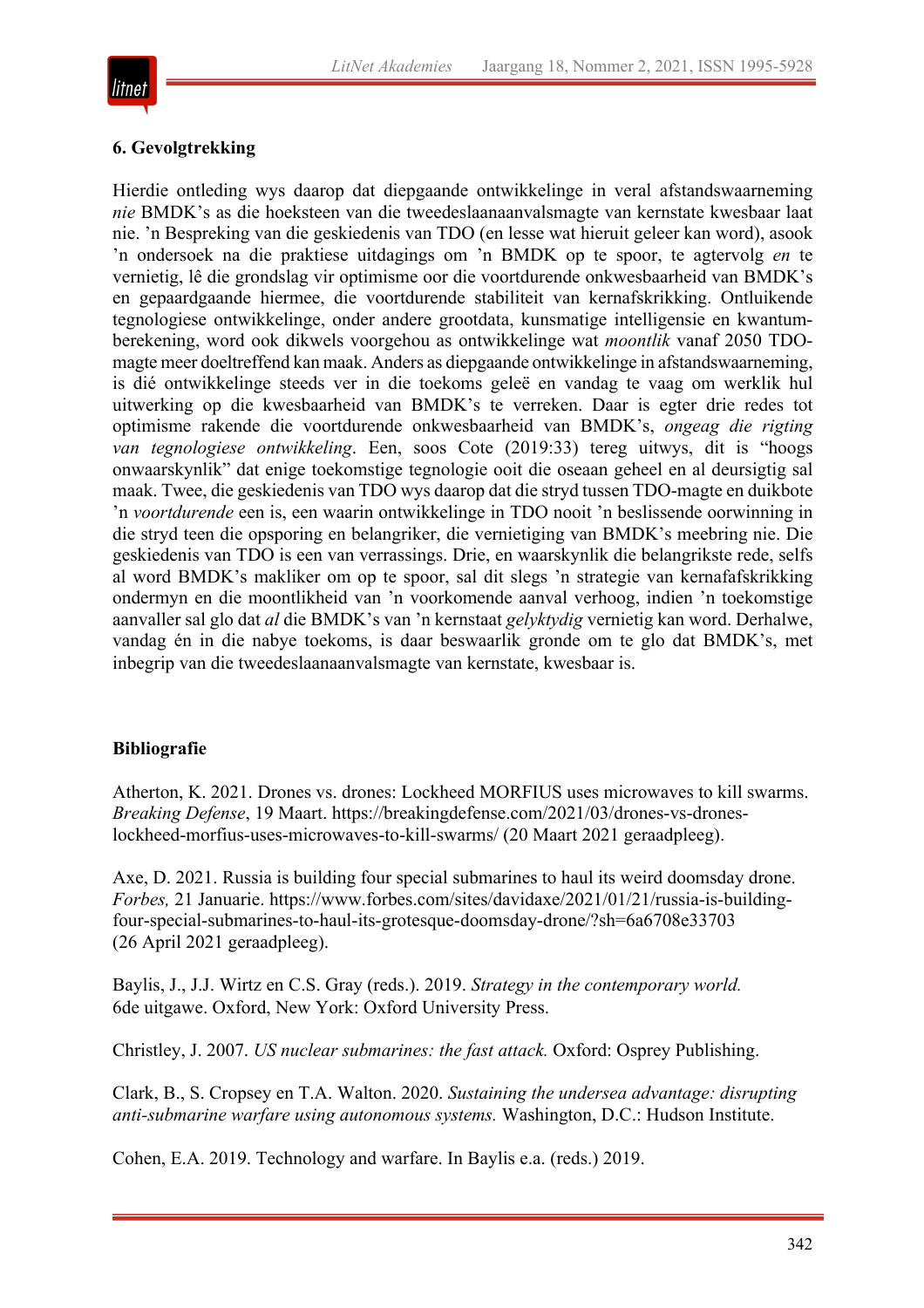## 6. Gevolgtrekking

Hierdie ontleding wys daarop dat diepgaande ontwikkelinge in veral afstandswaarneming *nie* BMDK's as die hoeksteen van die tweedeslaanaanvalsmagte van kernstate kwesbaar laat nie. 'n Bespreking van die geskiedenis van TDO (en lesse wat hieruit geleer kan word), asook 'n ondersoek na die praktiese uitdagings om 'n BMDK op te spoor, te agtervolg *en* te vernietig, lê die grondslag vir optimisme oor die voortdurende onkwesbaarheid van BMDK's en gepaardgaande hiermee, die voortdurende stabiliteit van kernafskrikking. Ontluikende tegnologiese ontwikkelinge, onder andere grootdata, kunsmatige intelligensie en kwantum-berekening, word ook dikwels voorgehou as ontwikkelinge wat *moontlik* vanaf 2050 TDO-magte meer doeltreffend kan maak. Anders as diepgaande ontwikkelinge in afstandswaarneming, is dié ontwikkelinge steeds ver in die toekoms geleë en vandag te vaag om werklik hul uitwerking op die kwesbaarheid van BMDK's te verreken. Daar is egter drie redes tot optimisme rakende die voortdurende onkwesbaarheid van BMDK's, *ongeag die rigting van tegnologiese ontwikkeling*. Een, soos Cote (2019:33) tereg uitwys, dit is "hoogs onwaarskynlik" dat enige toekomstige tegnologie ooit die oseaan geheel en al deursigtig sal maak. Twee, die geskiedenis van TDO wys daarop dat die stryd tussen TDO-magte en duikbote 'n *voortdurende* een is, een waarin ontwikkelinge in TDO nooit 'n beslissende oorwinning in die stryd teen die opsporing en belangriker, die vernietiging van BMDK's meebring nie. Die geskiedenis van TDO is een van verrassings. Drie, en waarskynlik die belangrikste rede, selfs al word BMDK's makliker om op te spoor, sal dit slegs 'n strategie van kernafskrikking ondermyn en die moontlikheid van 'n voorkomende aanval verhoog, indien 'n toekomstige aanvaller sal glo dat *al* die BMDK's van 'n kernstaat *gelyktydig* vernietig kan word. Derhalwe, vandag én in die nabye toekoms, is daar beswaarlik gronde om te glo dat BMDK's, met inbegrip van die tweedeslaanaanvalsmagte van kernstate, kwesbaar is.

## Bibliografie

Atherton, K. 2021. Drones vs. drones: Lockheed MORFIUS uses microwaves to kill swarms. *Breaking Defense*, 19 Maart. https://breakingdefense.com/2021/03/drones-vs-drones-lockheed-morfius-uses-microwaves-to-kill-swarms/ (20 Maart 2021 geraadpleeg).

Axe, D. 2021. Russia is building four special submarines to haul its weird doomsday drone. *Forbes,* 21 Januarie. https://www.forbes.com/sites/davidaxe/2021/01/21/russia-is-building-four-special-submarines-to-haul-its-grotesque-doomsday-drone/?sh=6a6708e33703 (26 April 2021 geraadpleeg).

Baylis, J., J.J. Wirtz en C.S. Gray (reds.). 2019. *Strategy in the contemporary world.* 6de uitgawe. Oxford, New York: Oxford University Press.

Christley, J. 2007. *US nuclear submarines: the fast attack.* Oxford: Osprey Publishing.

Clark, B., S. Cropsey en T.A. Walton. 2020. *Sustaining the undersea advantage: disrupting anti-submarine warfare using autonomous systems.* Washington, D.C.: Hudson Institute.

Cohen, E.A. 2019. Technology and warfare. In Baylis e.a. (reds.) 2019.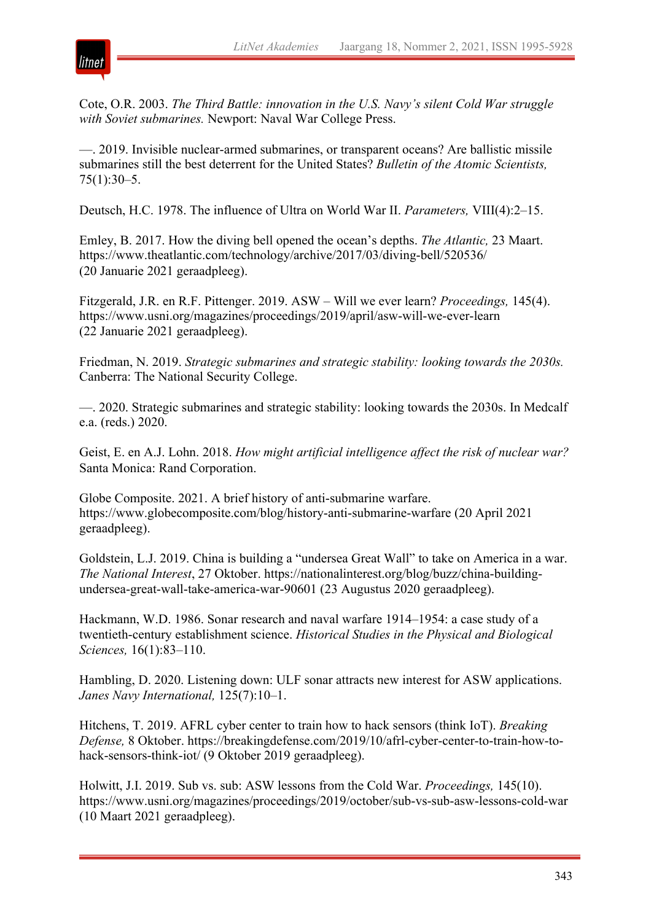Cote, O.R. 2003. *The Third Battle: innovation in the U.S. Navy's silent Cold War struggle with Soviet submarines.* Newport: Naval War College Press.

—. 2019. Invisible nuclear-armed submarines, or transparent oceans? Are ballistic missile submarines still the best deterrent for the United States? *Bulletin of the Atomic Scientists,* 75(1):30–5.

Deutsch, H.C. 1978. The influence of Ultra on World War II. *Parameters,* VIII(4):2–15.

Emley, B. 2017. How the diving bell opened the ocean's depths. *The Atlantic,* 23 Maart. https://www.theatlantic.com/technology/archive/2017/03/diving-bell/520536/ (20 Januarie 2021 geraadpleeg).

Fitzgerald, J.R. en R.F. Pittenger. 2019. ASW – Will we ever learn? *Proceedings,* 145(4). https://www.usni.org/magazines/proceedings/2019/april/asw-will-we-ever-learn (22 Januarie 2021 geraadpleeg).

Friedman, N. 2019. *Strategic submarines and strategic stability: looking towards the 2030s.* Canberra: The National Security College.

—. 2020. Strategic submarines and strategic stability: looking towards the 2030s. In Medcalf e.a. (reds.) 2020.

Geist, E. en A.J. Lohn. 2018. *How might artificial intelligence affect the risk of nuclear war?* Santa Monica: Rand Corporation.

Globe Composite. 2021. A brief history of anti-submarine warfare. https://www.globecomposite.com/blog/history-anti-submarine-warfare (20 April 2021 geraadpleeg).

Goldstein, L.J. 2019. China is building a "undersea Great Wall" to take on America in a war. *The National Interest*, 27 Oktober. https://nationalinterest.org/blog/buzz/china-building-undersea-great-wall-take-america-war-90601 (23 Augustus 2020 geraadpleeg).

Hackmann, W.D. 1986. Sonar research and naval warfare 1914–1954: a case study of a twentieth-century establishment science. *Historical Studies in the Physical and Biological Sciences,* 16(1):83–110.

Hambling, D. 2020. Listening down: ULF sonar attracts new interest for ASW applications. *Janes Navy International,* 125(7):10–1.

Hitchens, T. 2019. AFRL cyber center to train how to hack sensors (think IoT). *Breaking Defense,* 8 Oktober. https://breakingdefense.com/2019/10/afrl-cyber-center-to-train-how-to-hack-sensors-think-iot/ (9 Oktober 2019 geraadpleeg).

Holwitt, J.I. 2019. Sub vs. sub: ASW lessons from the Cold War. *Proceedings,* 145(10). https://www.usni.org/magazines/proceedings/2019/october/sub-vs-sub-asw-lessons-cold-war (10 Maart 2021 geraadpleeg).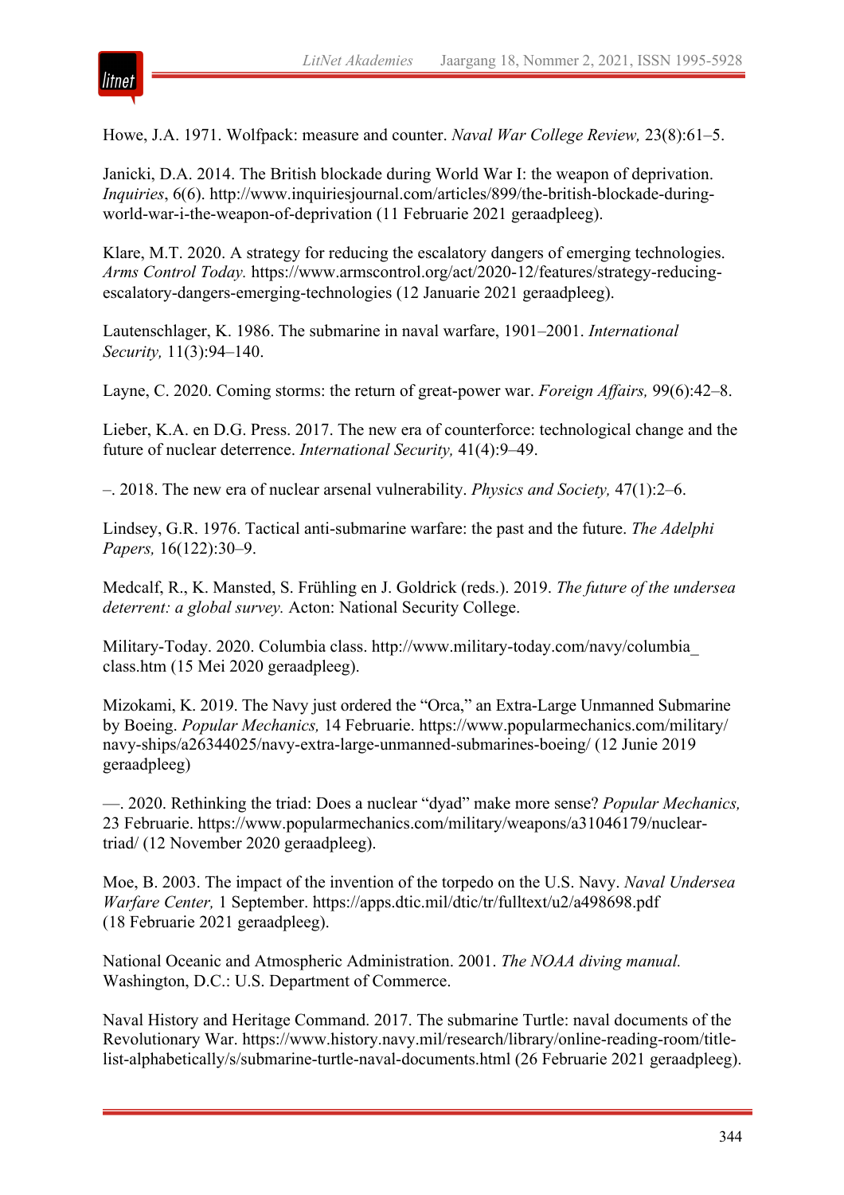Howe, J.A. 1971. Wolfpack: measure and counter. *Naval War College Review,* 23(8):61–5.

Janicki, D.A. 2014. The British blockade during World War I: the weapon of deprivation. *Inquiries*, 6(6). http://www.inquiriesjournal.com/articles/899/the-british-blockade-during-world-war-i-the-weapon-of-deprivation (11 Februarie 2021 geraadpleeg).

Klare, M.T. 2020. A strategy for reducing the escalatory dangers of emerging technologies. *Arms Control Today.* https://www.armscontrol.org/act/2020-12/features/strategy-reducing-escalatory-dangers-emerging-technologies (12 Januarie 2021 geraadpleeg).

Lautenschlager, K. 1986. The submarine in naval warfare, 1901–2001. *International Security,* 11(3):94–140.

Layne, C. 2020. Coming storms: the return of great-power war. *Foreign Affairs,* 99(6):42–8.

Lieber, K.A. en D.G. Press. 2017. The new era of counterforce: technological change and the future of nuclear deterrence. *International Security,* 41(4):9–49.

–. 2018. The new era of nuclear arsenal vulnerability. *Physics and Society,* 47(1):2–6.

Lindsey, G.R. 1976. Tactical anti-submarine warfare: the past and the future. *The Adelphi Papers,* 16(122):30–9.

Medcalf, R., K. Mansted, S. Frühling en J. Goldrick (reds.). 2019. *The future of the undersea deterrent: a global survey.* Acton: National Security College.

Military-Today. 2020. Columbia class. http://www.military-today.com/navy/columbia_class.htm (15 Mei 2020 geraadpleeg).

Mizokami, K. 2019. The Navy just ordered the "Orca," an Extra-Large Unmanned Submarine by Boeing. *Popular Mechanics,* 14 Februarie. https://www.popularmechanics.com/military/navy-ships/a26344025/navy-extra-large-unmanned-submarines-boeing/ (12 Junie 2019 geraadpleeg)

—. 2020. Rethinking the triad: Does a nuclear "dyad" make more sense? *Popular Mechanics,* 23 Februarie. https://www.popularmechanics.com/military/weapons/a31046179/nuclear-triad/ (12 November 2020 geraadpleeg).

Moe, B. 2003. The impact of the invention of the torpedo on the U.S. Navy. *Naval Undersea Warfare Center,* 1 September. https://apps.dtic.mil/dtic/tr/fulltext/u2/a498698.pdf (18 Februarie 2021 geraadpleeg).

National Oceanic and Atmospheric Administration. 2001. *The NOAA diving manual.* Washington, D.C.: U.S. Department of Commerce.

Naval History and Heritage Command. 2017. The submarine Turtle: naval documents of the Revolutionary War. https://www.history.navy.mil/research/library/online-reading-room/title-list-alphabetically/s/submarine-turtle-naval-documents.html (26 Februarie 2021 geraadpleeg).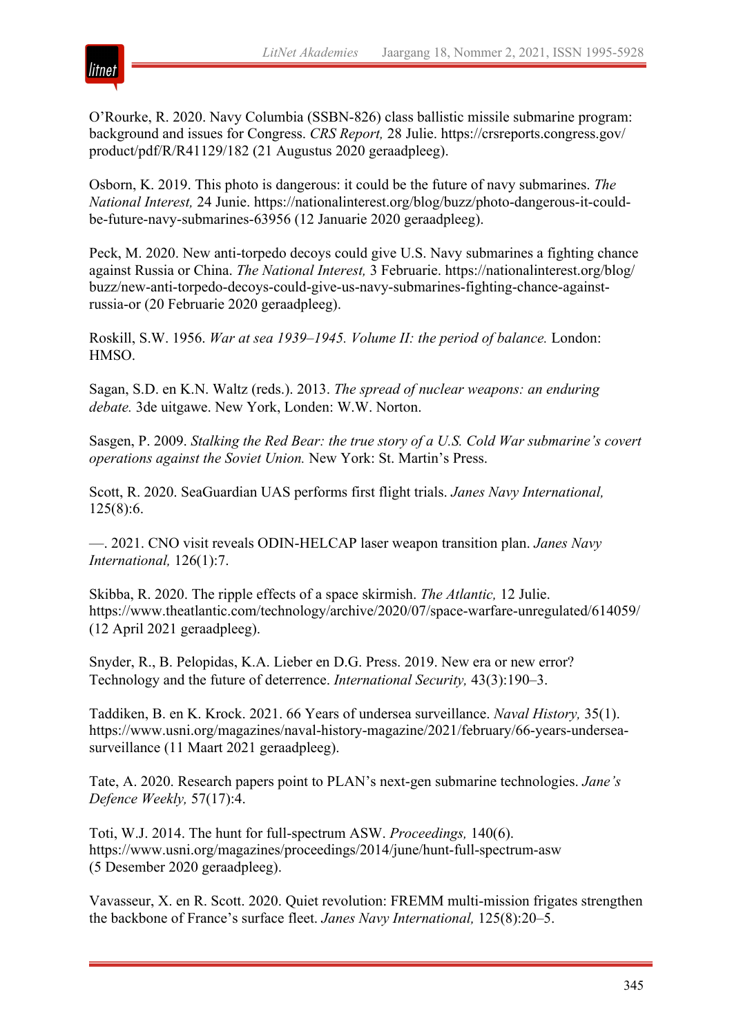O’Rourke, R. 2020. Navy Columbia (SSBN-826) class ballistic missile submarine program: background and issues for Congress. *CRS Report,* 28 Julie. https://crsreports.congress.gov/product/pdf/R/R41129/182 (21 Augustus 2020 geraadpleeg).

Osborn, K. 2019. This photo is dangerous: it could be the future of navy submarines. *The National Interest,* 24 Junie. https://nationalinterest.org/blog/buzz/photo-dangerous-it-could-be-future-navy-submarines-63956 (12 Januarie 2020 geraadpleeg).

Peck, M. 2020. New anti-torpedo decoys could give U.S. Navy submarines a fighting chance against Russia or China. *The National Interest,* 3 Februarie. https://nationalinterest.org/blog/buzz/new-anti-torpedo-decoys-could-give-us-navy-submarines-fighting-chance-against-russia-or (20 Februarie 2020 geraadpleeg).

Roskill, S.W. 1956. *War at sea 1939–1945. Volume II: the period of balance.* London: HMSO.

Sagan, S.D. en K.N. Waltz (reds.). 2013. *The spread of nuclear weapons: an enduring debate.* 3de uitgawe. New York, Londen: W.W. Norton.

Sasgen, P. 2009. *Stalking the Red Bear: the true story of a U.S. Cold War submarine’s covert operations against the Soviet Union.* New York: St. Martin’s Press.

Scott, R. 2020. SeaGuardian UAS performs first flight trials. *Janes Navy International,* 125(8):6.

—. 2021. CNO visit reveals ODIN-HELCAP laser weapon transition plan. *Janes Navy International,* 126(1):7.

Skibba, R. 2020. The ripple effects of a space skirmish. *The Atlantic,* 12 Julie. https://www.theatlantic.com/technology/archive/2020/07/space-warfare-unregulated/614059/ (12 April 2021 geraadpleeg).

Snyder, R., B. Pelopidas, K.A. Lieber en D.G. Press. 2019. New era or new error? Technology and the future of deterrence. *International Security,* 43(3):190–3.

Taddiken, B. en K. Krock. 2021. 66 Years of undersea surveillance. *Naval History,* 35(1). https://www.usni.org/magazines/naval-history-magazine/2021/february/66-years-undersea-surveillance (11 Maart 2021 geraadpleeg).

Tate, A. 2020. Research papers point to PLAN’s next-gen submarine technologies. *Jane’s Defence Weekly,* 57(17):4.

Toti, W.J. 2014. The hunt for full-spectrum ASW. *Proceedings,* 140(6). https://www.usni.org/magazines/proceedings/2014/june/hunt-full-spectrum-asw (5 Desember 2020 geraadpleeg).

Vavasseur, X. en R. Scott. 2020. Quiet revolution: FREMM multi-mission frigates strengthen the backbone of France’s surface fleet. *Janes Navy International,* 125(8):20–5.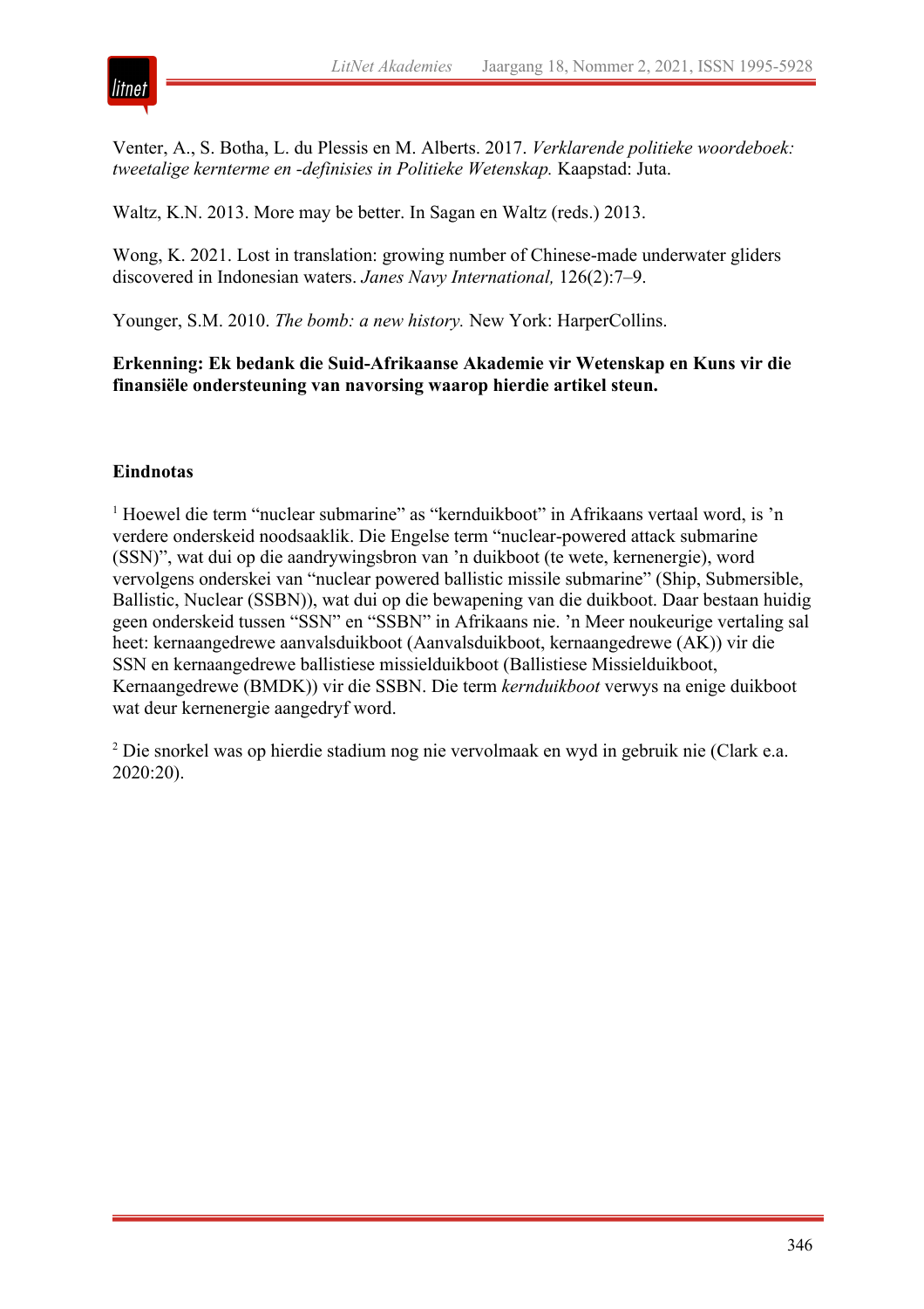Venter, A., S. Botha, L. du Plessis en M. Alberts. 2017. *Verklarende politieke woordeboek: tweetalige kernterme en -definisies in Politieke Wetenskap.* Kaapstad: Juta.

Waltz, K.N. 2013. More may be better. In Sagan en Waltz (reds.) 2013.

Wong, K. 2021. Lost in translation: growing number of Chinese-made underwater gliders discovered in Indonesian waters. *Janes Navy International,* 126(2):7–9.

Younger, S.M. 2010. *The bomb: a new history.* New York: HarperCollins.

**Erkenning: Ek bedank die Suid-Afrikaanse Akademie vir Wetenskap en Kuns vir die finansiële ondersteuning van navorsing waarop hierdie artikel steun.**

## Eindnotas

[1] Hoewel die term "nuclear submarine" as "kernduikboot" in Afrikaans vertaal word, is 'n verdere onderskeid noodsaaklik. Die Engelse term "nuclear-powered attack submarine (SSN)", wat dui op die aandrywingsbron van 'n duikboot (te wete, kernenergie), word vervolgens onderskei van "nuclear powered ballistic missile submarine" (Ship, Submersible, Ballistic, Nuclear (SSBN)), wat dui op die bewapening van die duikboot. Daar bestaan huidig geen onderskeid tussen "SSN" en "SSBN" in Afrikaans nie. 'n Meer noukeurige vertaling sal heet: kernaangedrewe aanvalsduikboot (Aanvalsduikboot, kernaangedrewe (AK)) vir die SSN en kernaangedrewe ballistiese missielduikboot (Ballistiese Missielduikboot, Kernaangedrewe (BMDK)) vir die SSBN. Die term *kernduikboot* verwys na enige duikboot wat deur kernenergie aangedryf word.

[2] Die snorkel was op hierdie stadium nog nie vervolmaak en wyd in gebruik nie (Clark e.a. 2020:20).